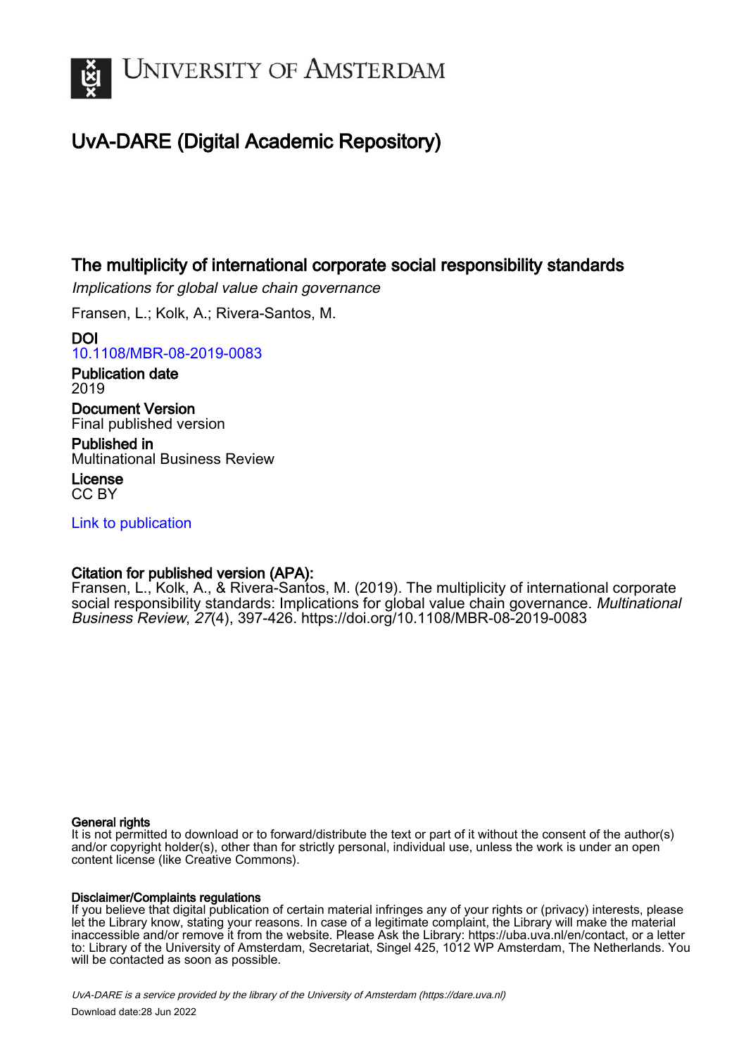# UvA-DARE (Digital Academic Repository)

## The multiplicity of international corporate social responsibility standards

*Implications for global value chain governance*

Fransen, L.; Kolk, A.; Rivera-Santos, M.

**DOI**
10.1108/MBR-08-2019-0083

**Publication date**
2019

**Document Version**
Final published version

**Published in**
Multinational Business Review

**License**
CC BY

Link to publication

**Citation for published version (APA):**
Fransen, L., Kolk, A., & Rivera-Santos, M. (2019). The multiplicity of international corporate social responsibility standards: Implications for global value chain governance. *Multinational Business Review*, *27*(4), 397-426. https://doi.org/10.1108/MBR-08-2019-0083

**General rights**
It is not permitted to download or to forward/distribute the text or part of it without the consent of the author(s) and/or copyright holder(s), other than for strictly personal, individual use, unless the work is under an open content license (like Creative Commons).

**Disclaimer/Complaints regulations**
If you believe that digital publication of certain material infringes any of your rights or (privacy) interests, please let the Library know, stating your reasons. In case of a legitimate complaint, the Library will make the material inaccessible and/or remove it from the website. Please Ask the Library: https://uba.uva.nl/en/contact, or a letter to: Library of the University of Amsterdam, Secretariat, Singel 425, 1012 WP Amsterdam, The Netherlands. You will be contacted as soon as possible.

*UvA-DARE is a service provided by the library of the University of Amsterdam (https://dare.uva.nl)*

Download date:28 Jun 2022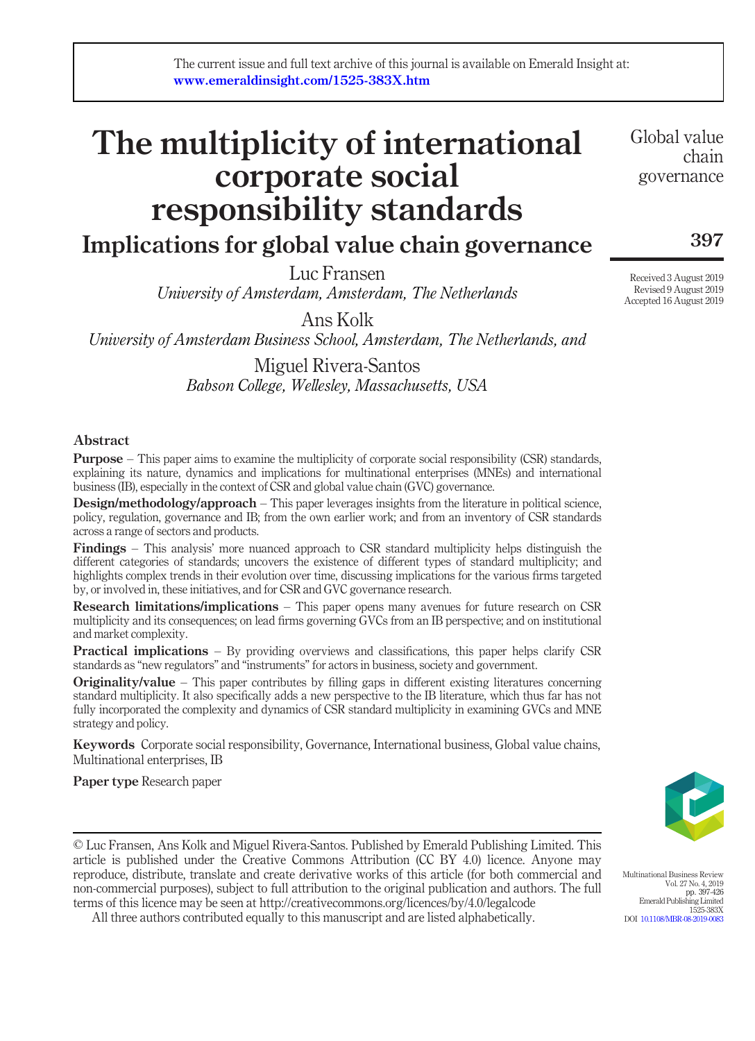The current issue and full text archive of this journal is available on Emerald Insight at: **www.emeraldinsight.com/1525-383X.htm**

# The multiplicity of international corporate social responsibility standards

## Implications for global value chain governance

Luc Fransen
*University of Amsterdam, Amsterdam, The Netherlands*

Ans Kolk
*University of Amsterdam Business School, Amsterdam, The Netherlands, and*

Miguel Rivera-Santos
*Babson College, Wellesley, Massachusetts, USA*

Received 3 August 2019
Revised 9 August 2019
Accepted 16 August 2019

### Abstract

**Purpose** – This paper aims to examine the multiplicity of corporate social responsibility (CSR) standards, explaining its nature, dynamics and implications for multinational enterprises (MNEs) and international business (IB), especially in the context of CSR and global value chain (GVC) governance.

**Design/methodology/approach** – This paper leverages insights from the literature in political science, policy, regulation, governance and IB; from the own earlier work; and from an inventory of CSR standards across a range of sectors and products.

**Findings** – This analysis' more nuanced approach to CSR standard multiplicity helps distinguish the different categories of standards; uncovers the existence of different types of standard multiplicity; and highlights complex trends in their evolution over time, discussing implications for the various firms targeted by, or involved in, these initiatives, and for CSR and GVC governance research.

**Research limitations/implications** – This paper opens many avenues for future research on CSR multiplicity and its consequences; on lead firms governing GVCs from an IB perspective; and on institutional and market complexity.

**Practical implications** – By providing overviews and classifications, this paper helps clarify CSR standards as "new regulators" and "instruments" for actors in business, society and government.

**Originality/value** – This paper contributes by filling gaps in different existing literatures concerning standard multiplicity. It also specifically adds a new perspective to the IB literature, which thus far has not fully incorporated the complexity and dynamics of CSR standard multiplicity in examining GVCs and MNE strategy and policy.

**Keywords** Corporate social responsibility, Governance, International business, Global value chains, Multinational enterprises, IB

**Paper type** Research paper

© Luc Fransen, Ans Kolk and Miguel Rivera-Santos. Published by Emerald Publishing Limited. This article is published under the Creative Commons Attribution (CC BY 4.0) licence. Anyone may reproduce, distribute, translate and create derivative works of this article (for both commercial and non-commercial purposes), subject to full attribution to the original publication and authors. The full terms of this licence may be seen at http://creativecommons.org/licences/by/4.0/legalcode

All three authors contributed equally to this manuscript and are listed alphabetically.

Multinational Business Review
Emerald Publishing Limited
1525-383X
DOI 10.1108/MBR-08-2019-0083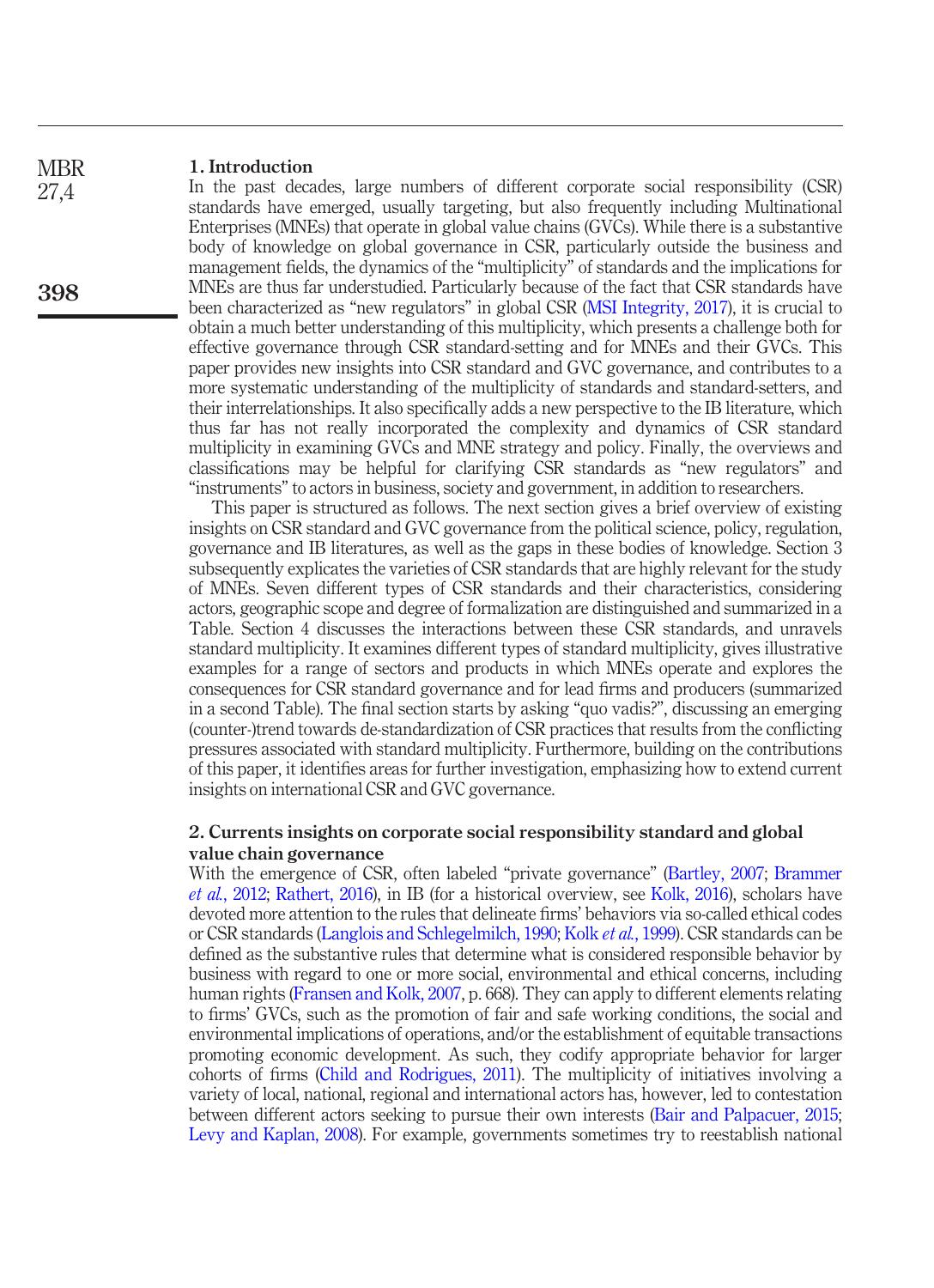## 1. Introduction

In the past decades, large numbers of different corporate social responsibility (CSR) standards have emerged, usually targeting, but also frequently including Multinational Enterprises (MNEs) that operate in global value chains (GVCs). While there is a substantive body of knowledge on global governance in CSR, particularly outside the business and management fields, the dynamics of the "multiplicity" of standards and the implications for MNEs are thus far understudied. Particularly because of the fact that CSR standards have been characterized as "new regulators" in global CSR (MSI Integrity, 2017), it is crucial to obtain a much better understanding of this multiplicity, which presents a challenge both for effective governance through CSR standard-setting and for MNEs and their GVCs. This paper provides new insights into CSR standard and GVC governance, and contributes to a more systematic understanding of the multiplicity of standards and standard-setters, and their interrelationships. It also specifically adds a new perspective to the IB literature, which thus far has not really incorporated the complexity and dynamics of CSR standard multiplicity in examining GVCs and MNE strategy and policy. Finally, the overviews and classifications may be helpful for clarifying CSR standards as "new regulators" and "instruments" to actors in business, society and government, in addition to researchers.

This paper is structured as follows. The next section gives a brief overview of existing insights on CSR standard and GVC governance from the political science, policy, regulation, governance and IB literatures, as well as the gaps in these bodies of knowledge. Section 3 subsequently explicates the varieties of CSR standards that are highly relevant for the study of MNEs. Seven different types of CSR standards and their characteristics, considering actors, geographic scope and degree of formalization are distinguished and summarized in a Table. Section 4 discusses the interactions between these CSR standards, and unravels standard multiplicity. It examines different types of standard multiplicity, gives illustrative examples for a range of sectors and products in which MNEs operate and explores the consequences for CSR standard governance and for lead firms and producers (summarized in a second Table). The final section starts by asking "quo vadis?", discussing an emerging (counter-)trend towards de-standardization of CSR practices that results from the conflicting pressures associated with standard multiplicity. Furthermore, building on the contributions of this paper, it identifies areas for further investigation, emphasizing how to extend current insights on international CSR and GVC governance.

## 2. Currents insights on corporate social responsibility standard and global value chain governance

With the emergence of CSR, often labeled "private governance" (Bartley, 2007; Brammer *et al.*, 2012; Rathert, 2016), in IB (for a historical overview, see Kolk, 2016), scholars have devoted more attention to the rules that delineate firms' behaviors via so-called ethical codes or CSR standards (Langlois and Schlegelmilch, 1990; Kolk *et al.*, 1999). CSR standards can be defined as the substantive rules that determine what is considered responsible behavior by business with regard to one or more social, environmental and ethical concerns, including human rights (Fransen and Kolk, 2007, p. 668). They can apply to different elements relating to firms' GVCs, such as the promotion of fair and safe working conditions, the social and environmental implications of operations, and/or the establishment of equitable transactions promoting economic development. As such, they codify appropriate behavior for larger cohorts of firms (Child and Rodrigues, 2011). The multiplicity of initiatives involving a variety of local, national, regional and international actors has, however, led to contestation between different actors seeking to pursue their own interests (Bair and Palpacuer, 2015; Levy and Kaplan, 2008). For example, governments sometimes try to reestablish national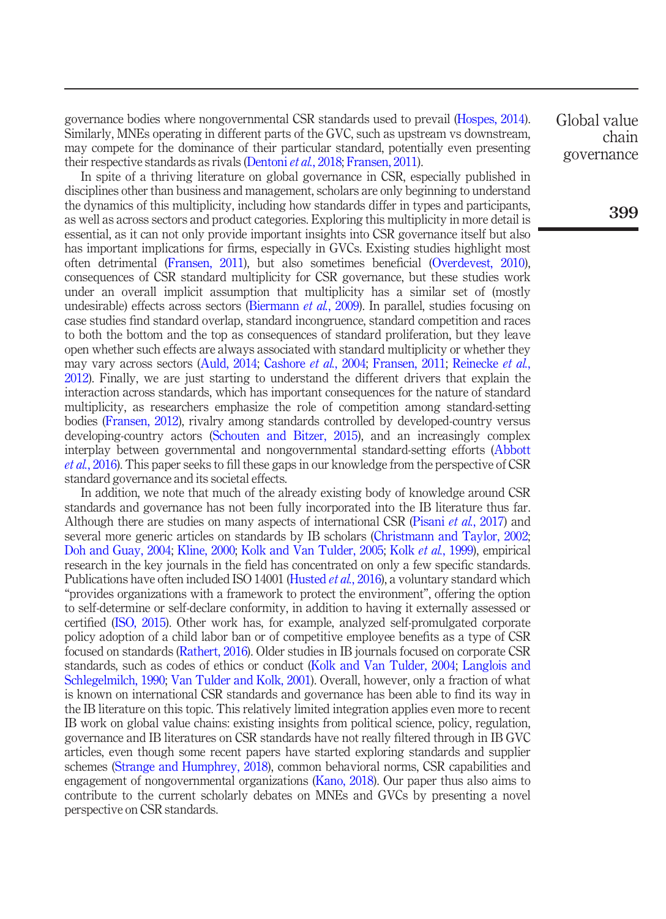governance bodies where nongovernmental CSR standards used to prevail (Hospes, 2014). Similarly, MNEs operating in different parts of the GVC, such as upstream vs downstream, may compete for the dominance of their particular standard, potentially even presenting their respective standards as rivals (Dentoni *et al.*, 2018; Fransen, 2011).

In spite of a thriving literature on global governance in CSR, especially published in disciplines other than business and management, scholars are only beginning to understand the dynamics of this multiplicity, including how standards differ in types and participants, as well as across sectors and product categories. Exploring this multiplicity in more detail is essential, as it can not only provide important insights into CSR governance itself but also has important implications for firms, especially in GVCs. Existing studies highlight most often detrimental (Fransen, 2011), but also sometimes beneficial (Overdevest, 2010), consequences of CSR standard multiplicity for CSR governance, but these studies work under an overall implicit assumption that multiplicity has a similar set of (mostly undesirable) effects across sectors (Biermann *et al.*, 2009). In parallel, studies focusing on case studies find standard overlap, standard incongruence, standard competition and races to both the bottom and the top as consequences of standard proliferation, but they leave open whether such effects are always associated with standard multiplicity or whether they may vary across sectors (Auld, 2014; Cashore *et al.*, 2004; Fransen, 2011; Reinecke *et al.*, 2012). Finally, we are just starting to understand the different drivers that explain the interaction across standards, which has important consequences for the nature of standard multiplicity, as researchers emphasize the role of competition among standard-setting bodies (Fransen, 2012), rivalry among standards controlled by developed-country versus developing-country actors (Schouten and Bitzer, 2015), and an increasingly complex interplay between governmental and nongovernmental standard-setting efforts (Abbott *et al.*, 2016). This paper seeks to fill these gaps in our knowledge from the perspective of CSR standard governance and its societal effects.

In addition, we note that much of the already existing body of knowledge around CSR standards and governance has not been fully incorporated into the IB literature thus far. Although there are studies on many aspects of international CSR (Pisani *et al.*, 2017) and several more generic articles on standards by IB scholars (Christmann and Taylor, 2002; Doh and Guay, 2004; Kline, 2000; Kolk and Van Tulder, 2005; Kolk *et al.*, 1999), empirical research in the key journals in the field has concentrated on only a few specific standards. Publications have often included ISO 14001 (Husted *et al.*, 2016), a voluntary standard which "provides organizations with a framework to protect the environment", offering the option to self-determine or self-declare conformity, in addition to having it externally assessed or certified (ISO, 2015). Other work has, for example, analyzed self-promulgated corporate policy adoption of a child labor ban or of competitive employee benefits as a type of CSR focused on standards (Rathert, 2016). Older studies in IB journals focused on corporate CSR standards, such as codes of ethics or conduct (Kolk and Van Tulder, 2004; Langlois and Schlegelmilch, 1990; Van Tulder and Kolk, 2001). Overall, however, only a fraction of what is known on international CSR standards and governance has been able to find its way in the IB literature on this topic. This relatively limited integration applies even more to recent IB work on global value chains: existing insights from political science, policy, regulation, governance and IB literatures on CSR standards have not really filtered through in IB GVC articles, even though some recent papers have started exploring standards and supplier schemes (Strange and Humphrey, 2018), common behavioral norms, CSR capabilities and engagement of nongovernmental organizations (Kano, 2018). Our paper thus also aims to contribute to the current scholarly debates on MNEs and GVCs by presenting a novel perspective on CSR standards.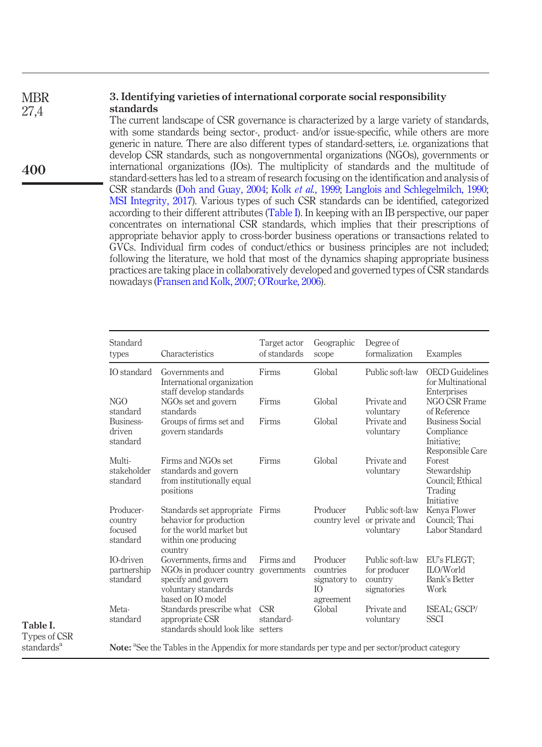## 3. Identifying varieties of international corporate social responsibility standards

The current landscape of CSR governance is characterized by a large variety of standards, with some standards being sector-, product- and/or issue-specific, while others are more generic in nature. There are also different types of standard-setters, i.e. organizations that develop CSR standards, such as nongovernmental organizations (NGOs), governments or international organizations (IOs). The multiplicity of standards and the multitude of standard-setters has led to a stream of research focusing on the identification and analysis of CSR standards (Doh and Guay, 2004; Kolk *et al.*, 1999; Langlois and Schlegelmilch, 1990; MSI Integrity, 2017). Various types of such CSR standards can be identified, categorized according to their different attributes (Table I). In keeping with an IB perspective, our paper concentrates on international CSR standards, which implies that their prescriptions of appropriate behavior apply to cross-border business operations or transactions related to GVCs. Individual firm codes of conduct/ethics or business principles are not included; following the literature, we hold that most of the dynamics shaping appropriate business practices are taking place in collaboratively developed and governed types of CSR standards nowadays (Fransen and Kolk, 2007; O'Rourke, 2006).

**Table I.** Types of CSR standards[a]

| Standard types | Characteristics | Target actor of standards | Geographic scope | Degree of formalization | Examples |
|---|---|---|---|---|---|
| IO standard | Governments and International organization staff develop standards | Firms | Global | Public soft-law | OECD Guidelines for Multinational Enterprises |
| NGO standard | NGOs set and govern standards | Firms | Global | Private and voluntary | NGO CSR Frame of Reference |
| Business-driven standard | Groups of firms set and govern standards | Firms | Global | Private and voluntary | Business Social Compliance Initiative; Responsible Care |
| Multi-stakeholder standard | Firms and NGOs set standards and govern from institutionally equal positions | Firms | Global | Private and voluntary | Forest Stewardship Council; Ethical Trading Initiative |
| Producer-country focused standard | Standards set appropriate behavior for production for the world market but within one producing country | Firms | Producer country level | Public soft-law or private and voluntary | Kenya Flower Council; Thai Labor Standard |
| IO-driven partnership standard | Governments, firms and NGOs in producer country specify and govern voluntary standards based on IO model | Firms and governments | Producer countries signatory to IO agreement | Public soft-law for producer country signatories | EU's FLEGT; ILO/World Bank's Better Work |
| Meta-standard | Standards prescribe what appropriate CSR standards should look like | CSR standard-setters | Global | Private and voluntary | ISEAL; GSCP/SSCI |

**Note:** [a]See the Tables in the Appendix for more standards per type and per sector/product category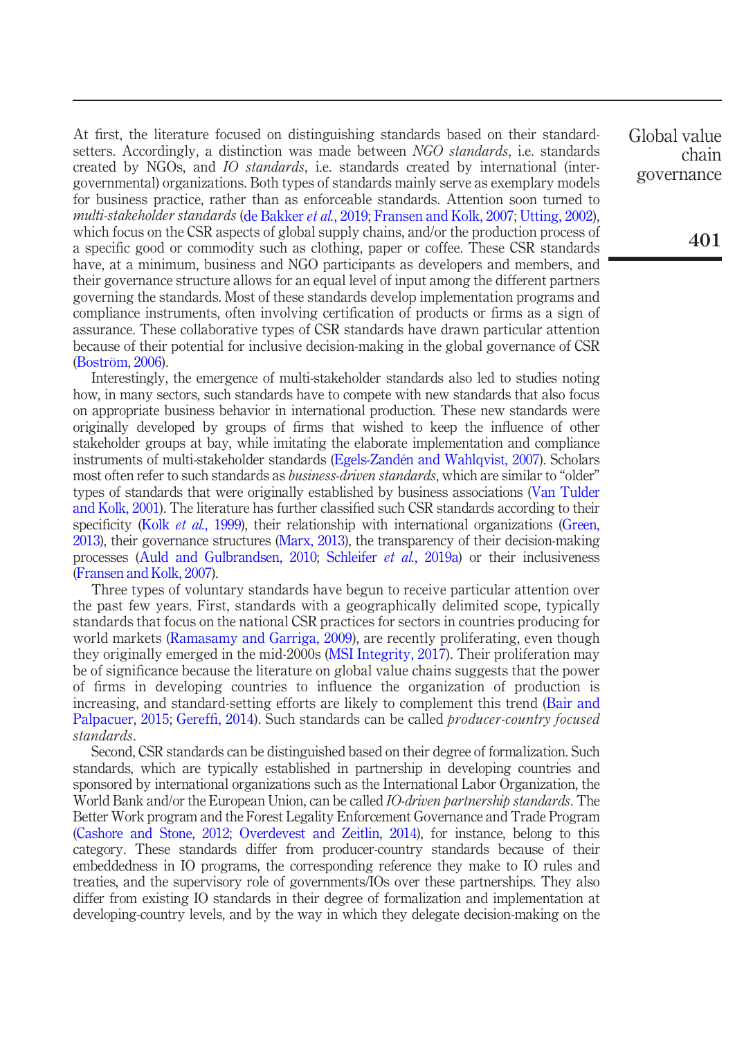At first, the literature focused on distinguishing standards based on their standard-setters. Accordingly, a distinction was made between *NGO standards*, i.e. standards created by NGOs, and *IO standards*, i.e. standards created by international (inter-governmental) organizations. Both types of standards mainly serve as exemplary models for business practice, rather than as enforceable standards. Attention soon turned to *multi-stakeholder standards* (de Bakker *et al.*, 2019; Fransen and Kolk, 2007; Utting, 2002), which focus on the CSR aspects of global supply chains, and/or the production process of a specific good or commodity such as clothing, paper or coffee. These CSR standards have, at a minimum, business and NGO participants as developers and members, and their governance structure allows for an equal level of input among the different partners governing the standards. Most of these standards develop implementation programs and compliance instruments, often involving certification of products or firms as a sign of assurance. These collaborative types of CSR standards have drawn particular attention because of their potential for inclusive decision-making in the global governance of CSR (Boström, 2006).

Interestingly, the emergence of multi-stakeholder standards also led to studies noting how, in many sectors, such standards have to compete with new standards that also focus on appropriate business behavior in international production. These new standards were originally developed by groups of firms that wished to keep the influence of other stakeholder groups at bay, while imitating the elaborate implementation and compliance instruments of multi-stakeholder standards (Egels-Zandén and Wahlqvist, 2007). Scholars most often refer to such standards as *business-driven standards*, which are similar to "older" types of standards that were originally established by business associations (Van Tulder and Kolk, 2001). The literature has further classified such CSR standards according to their specificity (Kolk *et al.*, 1999), their relationship with international organizations (Green, 2013), their governance structures (Marx, 2013), the transparency of their decision-making processes (Auld and Gulbrandsen, 2010; Schleifer *et al.*, 2019a) or their inclusiveness (Fransen and Kolk, 2007).

Three types of voluntary standards have begun to receive particular attention over the past few years. First, standards with a geographically delimited scope, typically standards that focus on the national CSR practices for sectors in countries producing for world markets (Ramasamy and Garriga, 2009), are recently proliferating, even though they originally emerged in the mid-2000s (MSI Integrity, 2017). Their proliferation may be of significance because the literature on global value chains suggests that the power of firms in developing countries to influence the organization of production is increasing, and standard-setting efforts are likely to complement this trend (Bair and Palpacuer, 2015; Gereffi, 2014). Such standards can be called *producer-country focused standards*.

Second, CSR standards can be distinguished based on their degree of formalization. Such standards, which are typically established in partnership in developing countries and sponsored by international organizations such as the International Labor Organization, the World Bank and/or the European Union, can be called *IO-driven partnership standards*. The Better Work program and the Forest Legality Enforcement Governance and Trade Program (Cashore and Stone, 2012; Overdevest and Zeitlin, 2014), for instance, belong to this category. These standards differ from producer-country standards because of their embeddedness in IO programs, the corresponding reference they make to IO rules and treaties, and the supervisory role of governments/IOs over these partnerships. They also differ from existing IO standards in their degree of formalization and implementation at developing-country levels, and by the way in which they delegate decision-making on the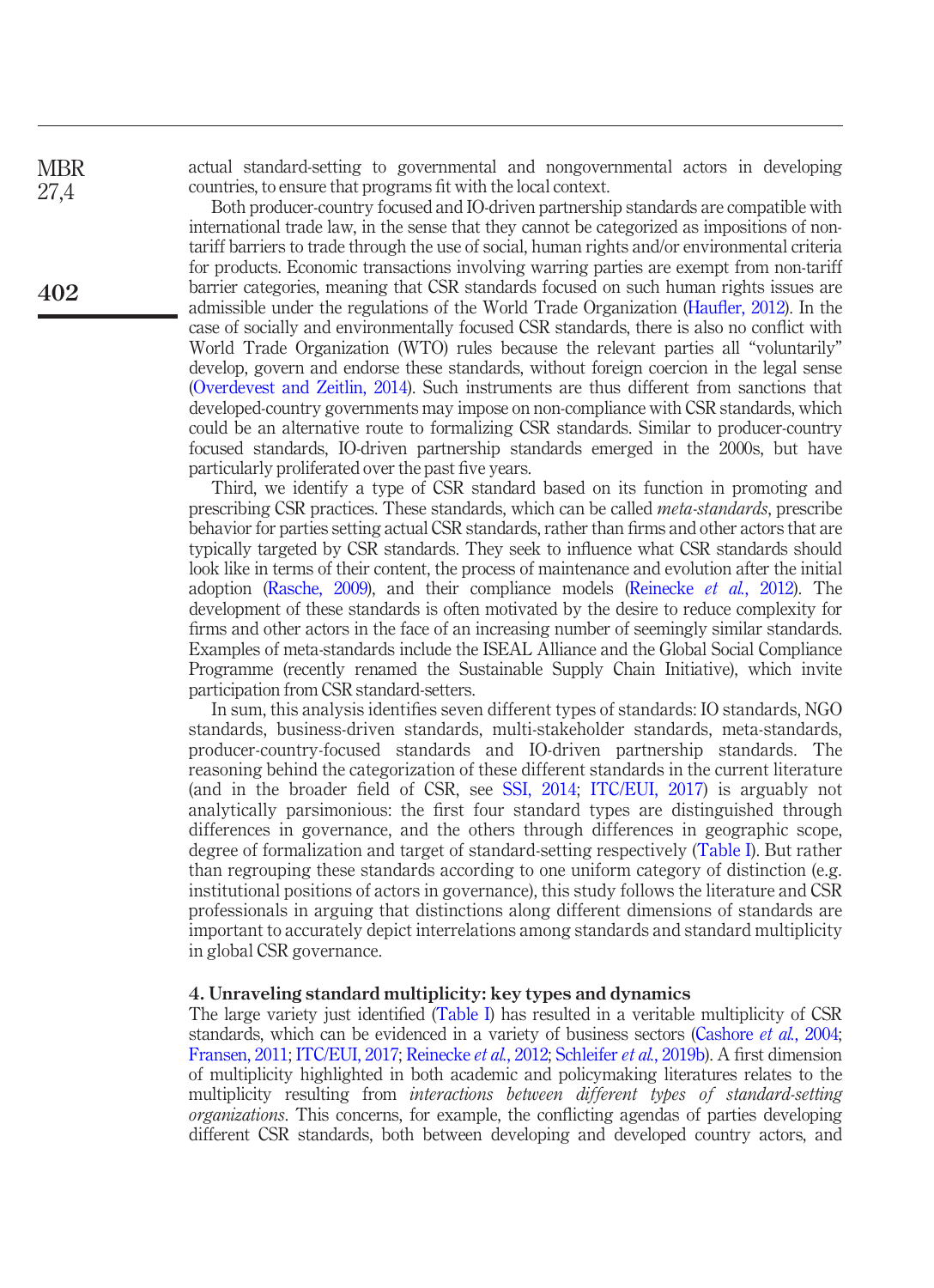actual standard-setting to governmental and nongovernmental actors in developing countries, to ensure that programs fit with the local context.

Both producer-country focused and IO-driven partnership standards are compatible with international trade law, in the sense that they cannot be categorized as impositions of non-tariff barriers to trade through the use of social, human rights and/or environmental criteria for products. Economic transactions involving warring parties are exempt from non-tariff barrier categories, meaning that CSR standards focused on such human rights issues are admissible under the regulations of the World Trade Organization (Haufler, 2012). In the case of socially and environmentally focused CSR standards, there is also no conflict with World Trade Organization (WTO) rules because the relevant parties all "voluntarily" develop, govern and endorse these standards, without foreign coercion in the legal sense (Overdevest and Zeitlin, 2014). Such instruments are thus different from sanctions that developed-country governments may impose on non-compliance with CSR standards, which could be an alternative route to formalizing CSR standards. Similar to producer-country focused standards, IO-driven partnership standards emerged in the 2000s, but have particularly proliferated over the past five years.

Third, we identify a type of CSR standard based on its function in promoting and prescribing CSR practices. These standards, which can be called *meta-standards*, prescribe behavior for parties setting actual CSR standards, rather than firms and other actors that are typically targeted by CSR standards. They seek to influence what CSR standards should look like in terms of their content, the process of maintenance and evolution after the initial adoption (Rasche, 2009), and their compliance models (Reinecke *et al.*, 2012). The development of these standards is often motivated by the desire to reduce complexity for firms and other actors in the face of an increasing number of seemingly similar standards. Examples of meta-standards include the ISEAL Alliance and the Global Social Compliance Programme (recently renamed the Sustainable Supply Chain Initiative), which invite participation from CSR standard-setters.

In sum, this analysis identifies seven different types of standards: IO standards, NGO standards, business-driven standards, multi-stakeholder standards, meta-standards, producer-country-focused standards and IO-driven partnership standards. The reasoning behind the categorization of these different standards in the current literature (and in the broader field of CSR, see SSI, 2014; ITC/EUI, 2017) is arguably not analytically parsimonious: the first four standard types are distinguished through differences in governance, and the others through differences in geographic scope, degree of formalization and target of standard-setting respectively (Table I). But rather than regrouping these standards according to one uniform category of distinction (e.g. institutional positions of actors in governance), this study follows the literature and CSR professionals in arguing that distinctions along different dimensions of standards are important to accurately depict interrelations among standards and standard multiplicity in global CSR governance.

## 4. Unraveling standard multiplicity: key types and dynamics

The large variety just identified (Table I) has resulted in a veritable multiplicity of CSR standards, which can be evidenced in a variety of business sectors (Cashore *et al.*, 2004; Fransen, 2011; ITC/EUI, 2017; Reinecke *et al.*, 2012; Schleifer *et al.*, 2019b). A first dimension of multiplicity highlighted in both academic and policymaking literatures relates to the multiplicity resulting from *interactions between different types of standard-setting organizations*. This concerns, for example, the conflicting agendas of parties developing different CSR standards, both between developing and developed country actors, and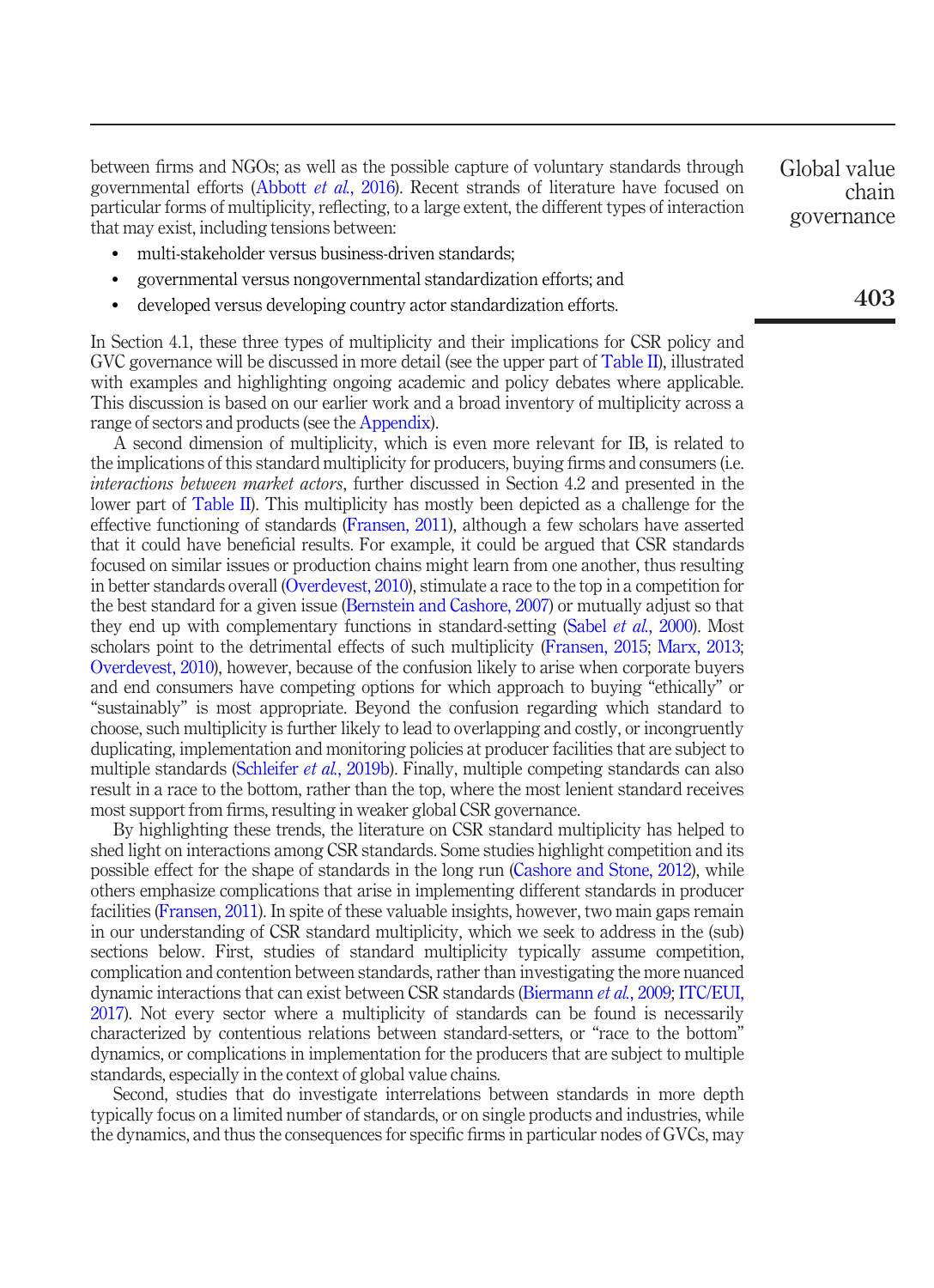between firms and NGOs; as well as the possible capture of voluntary standards through governmental efforts (Abbott *et al.*, 2016). Recent strands of literature have focused on particular forms of multiplicity, reflecting, to a large extent, the different types of interaction that may exist, including tensions between:

- multi-stakeholder versus business-driven standards;
- governmental versus nongovernmental standardization efforts; and
- developed versus developing country actor standardization efforts.

In Section 4.1, these three types of multiplicity and their implications for CSR policy and GVC governance will be discussed in more detail (see the upper part of Table II), illustrated with examples and highlighting ongoing academic and policy debates where applicable. This discussion is based on our earlier work and a broad inventory of multiplicity across a range of sectors and products (see the Appendix).

A second dimension of multiplicity, which is even more relevant for IB, is related to the implications of this standard multiplicity for producers, buying firms and consumers (i.e. *interactions between market actors*, further discussed in Section 4.2 and presented in the lower part of Table II). This multiplicity has mostly been depicted as a challenge for the effective functioning of standards (Fransen, 2011), although a few scholars have asserted that it could have beneficial results. For example, it could be argued that CSR standards focused on similar issues or production chains might learn from one another, thus resulting in better standards overall (Overdevest, 2010), stimulate a race to the top in a competition for the best standard for a given issue (Bernstein and Cashore, 2007) or mutually adjust so that they end up with complementary functions in standard-setting (Sabel *et al.*, 2000). Most scholars point to the detrimental effects of such multiplicity (Fransen, 2015; Marx, 2013; Overdevest, 2010), however, because of the confusion likely to arise when corporate buyers and end consumers have competing options for which approach to buying "ethically" or "sustainably" is most appropriate. Beyond the confusion regarding which standard to choose, such multiplicity is further likely to lead to overlapping and costly, or incongruently duplicating, implementation and monitoring policies at producer facilities that are subject to multiple standards (Schleifer *et al.*, 2019b). Finally, multiple competing standards can also result in a race to the bottom, rather than the top, where the most lenient standard receives most support from firms, resulting in weaker global CSR governance.

By highlighting these trends, the literature on CSR standard multiplicity has helped to shed light on interactions among CSR standards. Some studies highlight competition and its possible effect for the shape of standards in the long run (Cashore and Stone, 2012), while others emphasize complications that arise in implementing different standards in producer facilities (Fransen, 2011). In spite of these valuable insights, however, two main gaps remain in our understanding of CSR standard multiplicity, which we seek to address in the (sub) sections below. First, studies of standard multiplicity typically assume competition, complication and contention between standards, rather than investigating the more nuanced dynamic interactions that can exist between CSR standards (Biermann *et al.*, 2009; ITC/EUI, 2017). Not every sector where a multiplicity of standards can be found is necessarily characterized by contentious relations between standard-setters, or "race to the bottom" dynamics, or complications in implementation for the producers that are subject to multiple standards, especially in the context of global value chains.

Second, studies that do investigate interrelations between standards in more depth typically focus on a limited number of standards, or on single products and industries, while the dynamics, and thus the consequences for specific firms in particular nodes of GVCs, may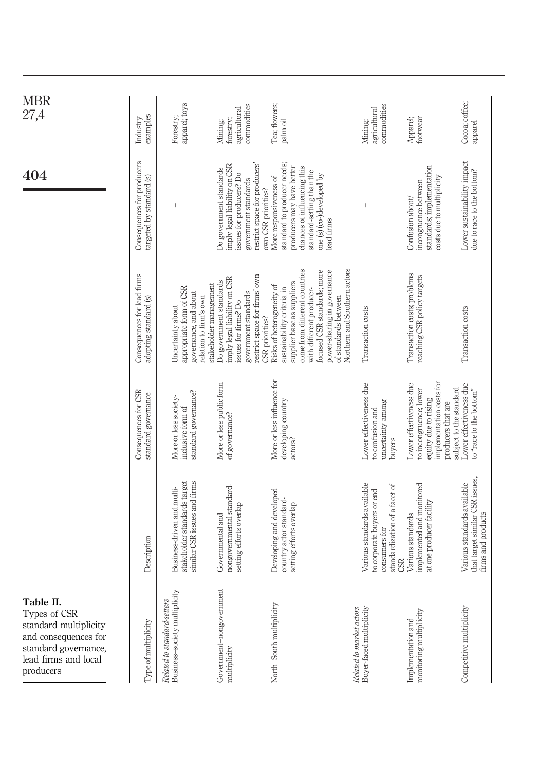**Table II.** Types of CSR standard multiplicity and consequences for standard governance, lead firms and local producers

| Type of multiplicity | Description | Consequences for CSR standard governance | Consequences for lead firms adopting standard(s) | Consequences for producers targeted by standard(s) | Industry examples |
|---|---|---|---|---|---|
| *Related to standard-setters* | | | | | |
| Business–society multiplicity | Business-driven and multi-stakeholder standards target similar CSR issues and firms | More or less society-inclusive form of standard governance? | Uncertainty about appropriate form of CSR governance, and about relation to firm's own stakeholder management | – | Forestry; apparel; toys |
| Government–nongovernment multiplicity | Governmental and nongovernmental standard-setting efforts overlap | More or less public form of governance? | Do government standards imply legal liability on CSR issues for firms? Do government standards restrict space for firms' own CSR priorities? | Do government standards imply legal liability on CSR issues for producers? Do government standards restrict space for producers' own CSR priorities? | Mining; forestry; agricultural commodities |
| North–South multiplicity | Developing and developed country actor standard-setting efforts overlap | More or less influence for developing country actors? | Risks of heterogeneity of sustainability criteria in supplier base as suppliers come from different countries with different producer-focused CSR standards; more power-sharing in governance of standards between Northern and Southern actors | More responsiveness of standard to producer needs; producers may have better chances of influencing this standard-setting than the one (s) (co-)developed by lead firms | Tea; flowers; palm oil |
| *Related to market actors* | | | | | |
| Buyer-faced multiplicity | Various standards available to corporate buyers or end consumers for standardization of a facet of CSR | Lower effectiveness due to confusion and uncertainty among buyers | Transaction costs | – | Mining; agricultural commodities |
| Implementation and monitoring multiplicity | Various standards implemented and monitored at one producer facility | Lower effectiveness due to incongruence; lower equity due to rising implementation costs for producers that are subject to the standard | Transaction costs; problems reaching CSR policy targets | Confusion about/incongruence between standards; implementation costs due to multiplicity | Apparel; footwear |
| Competitive multiplicity | Various standards available that target similar CSR issues, firms and products | Lower effectiveness due to "race to the bottom" | Transaction costs | Lower sustainability impact due to race to the bottom? | Cocoa; coffee; apparel |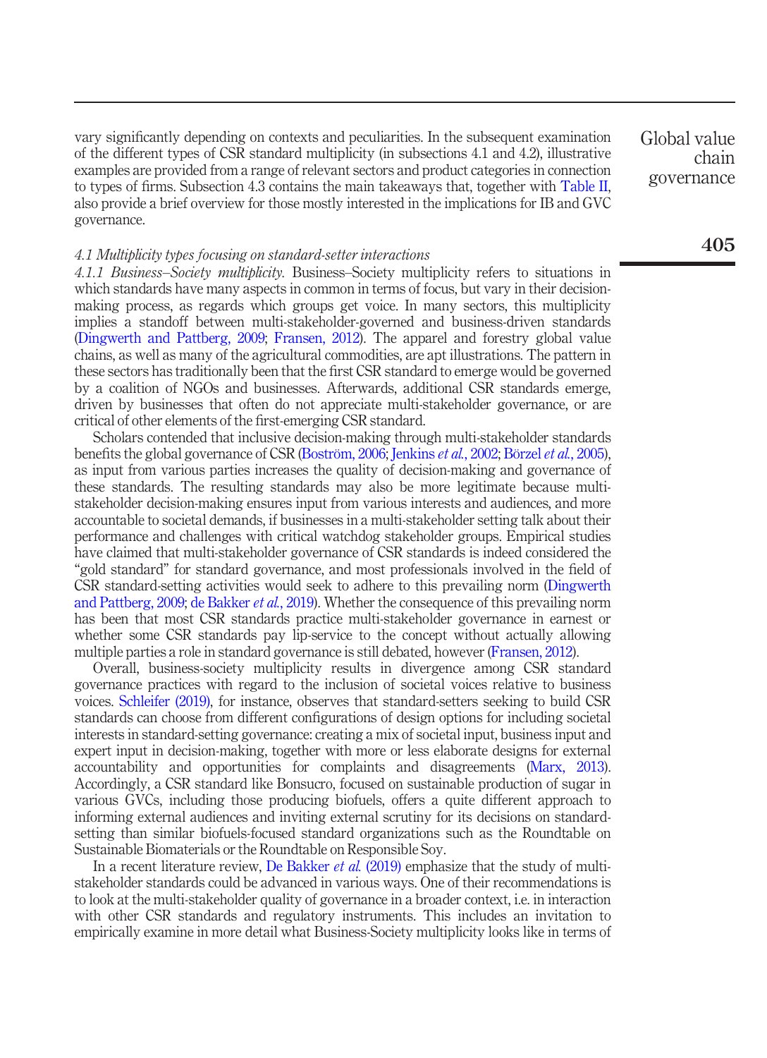vary significantly depending on contexts and peculiarities. In the subsequent examination of the different types of CSR standard multiplicity (in subsections 4.1 and 4.2), illustrative examples are provided from a range of relevant sectors and product categories in connection to types of firms. Subsection 4.3 contains the main takeaways that, together with Table II, also provide a brief overview for those mostly interested in the implications for IB and GVC governance.

### *4.1 Multiplicity types focusing on standard-setter interactions*

*4.1.1 Business–Society multiplicity.* Business–Society multiplicity refers to situations in which standards have many aspects in common in terms of focus, but vary in their decision-making process, as regards which groups get voice. In many sectors, this multiplicity implies a standoff between multi-stakeholder-governed and business-driven standards (Dingwerth and Pattberg, 2009; Fransen, 2012). The apparel and forestry global value chains, as well as many of the agricultural commodities, are apt illustrations. The pattern in these sectors has traditionally been that the first CSR standard to emerge would be governed by a coalition of NGOs and businesses. Afterwards, additional CSR standards emerge, driven by businesses that often do not appreciate multi-stakeholder governance, or are critical of other elements of the first-emerging CSR standard.

Scholars contended that inclusive decision-making through multi-stakeholder standards benefits the global governance of CSR (Boström, 2006; Jenkins *et al.*, 2002; Börzel *et al.*, 2005), as input from various parties increases the quality of decision-making and governance of these standards. The resulting standards may also be more legitimate because multi-stakeholder decision-making ensures input from various interests and audiences, and more accountable to societal demands, if businesses in a multi-stakeholder setting talk about their performance and challenges with critical watchdog stakeholder groups. Empirical studies have claimed that multi-stakeholder governance of CSR standards is indeed considered the "gold standard" for standard governance, and most professionals involved in the field of CSR standard-setting activities would seek to adhere to this prevailing norm (Dingwerth and Pattberg, 2009; de Bakker *et al.*, 2019). Whether the consequence of this prevailing norm has been that most CSR standards practice multi-stakeholder governance in earnest or whether some CSR standards pay lip-service to the concept without actually allowing multiple parties a role in standard governance is still debated, however (Fransen, 2012).

Overall, business-society multiplicity results in divergence among CSR standard governance practices with regard to the inclusion of societal voices relative to business voices. Schleifer (2019), for instance, observes that standard-setters seeking to build CSR standards can choose from different configurations of design options for including societal interests in standard-setting governance: creating a mix of societal input, business input and expert input in decision-making, together with more or less elaborate designs for external accountability and opportunities for complaints and disagreements (Marx, 2013). Accordingly, a CSR standard like Bonsucro, focused on sustainable production of sugar in various GVCs, including those producing biofuels, offers a quite different approach to informing external audiences and inviting external scrutiny for its decisions on standard-setting than similar biofuels-focused standard organizations such as the Roundtable on Sustainable Biomaterials or the Roundtable on Responsible Soy.

In a recent literature review, De Bakker *et al.* (2019) emphasize that the study of multi-stakeholder standards could be advanced in various ways. One of their recommendations is to look at the multi-stakeholder quality of governance in a broader context, i.e. in interaction with other CSR standards and regulatory instruments. This includes an invitation to empirically examine in more detail what Business-Society multiplicity looks like in terms of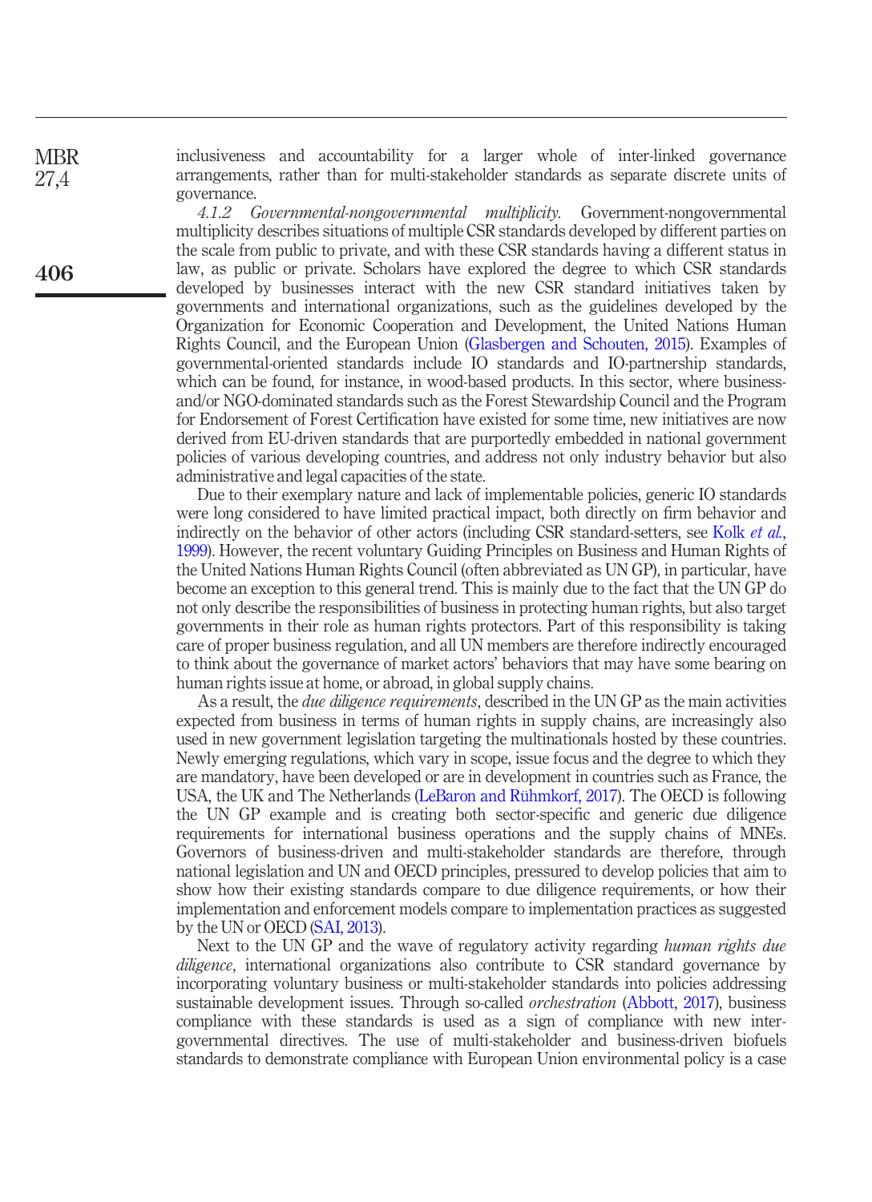inclusiveness and accountability for a larger whole of inter-linked governance arrangements, rather than for multi-stakeholder standards as separate discrete units of governance.

*4.1.2 Governmental-nongovernmental multiplicity.* Government-nongovernmental multiplicity describes situations of multiple CSR standards developed by different parties on the scale from public to private, and with these CSR standards having a different status in law, as public or private. Scholars have explored the degree to which CSR standards developed by businesses interact with the new CSR standard initiatives taken by governments and international organizations, such as the guidelines developed by the Organization for Economic Cooperation and Development, the United Nations Human Rights Council, and the European Union (Glasbergen and Schouten, 2015). Examples of governmental-oriented standards include IO standards and IO-partnership standards, which can be found, for instance, in wood-based products. In this sector, where business- and/or NGO-dominated standards such as the Forest Stewardship Council and the Program for Endorsement of Forest Certification have existed for some time, new initiatives are now derived from EU-driven standards that are purportedly embedded in national government policies of various developing countries, and address not only industry behavior but also administrative and legal capacities of the state.

Due to their exemplary nature and lack of implementable policies, generic IO standards were long considered to have limited practical impact, both directly on firm behavior and indirectly on the behavior of other actors (including CSR standard-setters, see Kolk *et al.*, 1999). However, the recent voluntary Guiding Principles on Business and Human Rights of the United Nations Human Rights Council (often abbreviated as UN GP), in particular, have become an exception to this general trend. This is mainly due to the fact that the UN GP do not only describe the responsibilities of business in protecting human rights, but also target governments in their role as human rights protectors. Part of this responsibility is taking care of proper business regulation, and all UN members are therefore indirectly encouraged to think about the governance of market actors' behaviors that may have some bearing on human rights issue at home, or abroad, in global supply chains.

As a result, the *due diligence requirements*, described in the UN GP as the main activities expected from business in terms of human rights in supply chains, are increasingly also used in new government legislation targeting the multinationals hosted by these countries. Newly emerging regulations, which vary in scope, issue focus and the degree to which they are mandatory, have been developed or are in development in countries such as France, the USA, the UK and The Netherlands (LeBaron and Rühmkorf, 2017). The OECD is following the UN GP example and is creating both sector-specific and generic due diligence requirements for international business operations and the supply chains of MNEs. Governors of business-driven and multi-stakeholder standards are therefore, through national legislation and UN and OECD principles, pressured to develop policies that aim to show how their existing standards compare to due diligence requirements, or how their implementation and enforcement models compare to implementation practices as suggested by the UN or OECD (SAI, 2013).

Next to the UN GP and the wave of regulatory activity regarding *human rights due diligence*, international organizations also contribute to CSR standard governance by incorporating voluntary business or multi-stakeholder standards into policies addressing sustainable development issues. Through so-called *orchestration* (Abbott, 2017), business compliance with these standards is used as a sign of compliance with new inter-governmental directives. The use of multi-stakeholder and business-driven biofuels standards to demonstrate compliance with European Union environmental policy is a case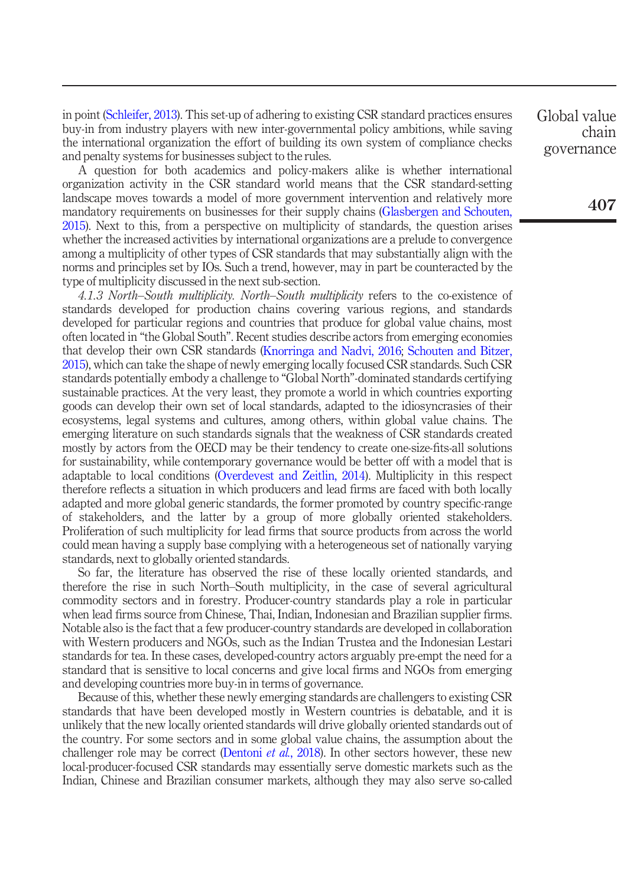in point (Schleifer, 2013). This set-up of adhering to existing CSR standard practices ensures buy-in from industry players with new inter-governmental policy ambitions, while saving the international organization the effort of building its own system of compliance checks and penalty systems for businesses subject to the rules.

A question for both academics and policy-makers alike is whether international organization activity in the CSR standard world means that the CSR standard-setting landscape moves towards a model of more government intervention and relatively more mandatory requirements on businesses for their supply chains (Glasbergen and Schouten, 2015). Next to this, from a perspective on multiplicity of standards, the question arises whether the increased activities by international organizations are a prelude to convergence among a multiplicity of other types of CSR standards that may substantially align with the norms and principles set by IOs. Such a trend, however, may in part be counteracted by the type of multiplicity discussed in the next sub-section.

*4.1.3 North–South multiplicity. North–South multiplicity* refers to the co-existence of standards developed for production chains covering various regions, and standards developed for particular regions and countries that produce for global value chains, most often located in "the Global South". Recent studies describe actors from emerging economies that develop their own CSR standards (Knorringa and Nadvi, 2016; Schouten and Bitzer, 2015), which can take the shape of newly emerging locally focused CSR standards. Such CSR standards potentially embody a challenge to "Global North"-dominated standards certifying sustainable practices. At the very least, they promote a world in which countries exporting goods can develop their own set of local standards, adapted to the idiosyncrasies of their ecosystems, legal systems and cultures, among others, within global value chains. The emerging literature on such standards signals that the weakness of CSR standards created mostly by actors from the OECD may be their tendency to create one-size-fits-all solutions for sustainability, while contemporary governance would be better off with a model that is adaptable to local conditions (Overdevest and Zeitlin, 2014). Multiplicity in this respect therefore reflects a situation in which producers and lead firms are faced with both locally adapted and more global generic standards, the former promoted by country specific-range of stakeholders, and the latter by a group of more globally oriented stakeholders. Proliferation of such multiplicity for lead firms that source products from across the world could mean having a supply base complying with a heterogeneous set of nationally varying standards, next to globally oriented standards.

So far, the literature has observed the rise of these locally oriented standards, and therefore the rise in such North–South multiplicity, in the case of several agricultural commodity sectors and in forestry. Producer-country standards play a role in particular when lead firms source from Chinese, Thai, Indian, Indonesian and Brazilian supplier firms. Notable also is the fact that a few producer-country standards are developed in collaboration with Western producers and NGOs, such as the Indian Trustea and the Indonesian Lestari standards for tea. In these cases, developed-country actors arguably pre-empt the need for a standard that is sensitive to local concerns and give local firms and NGOs from emerging and developing countries more buy-in in terms of governance.

Because of this, whether these newly emerging standards are challengers to existing CSR standards that have been developed mostly in Western countries is debatable, and it is unlikely that the new locally oriented standards will drive globally oriented standards out of the country. For some sectors and in some global value chains, the assumption about the challenger role may be correct (Dentoni *et al.*, 2018). In other sectors however, these new local-producer-focused CSR standards may essentially serve domestic markets such as the Indian, Chinese and Brazilian consumer markets, although they may also serve so-called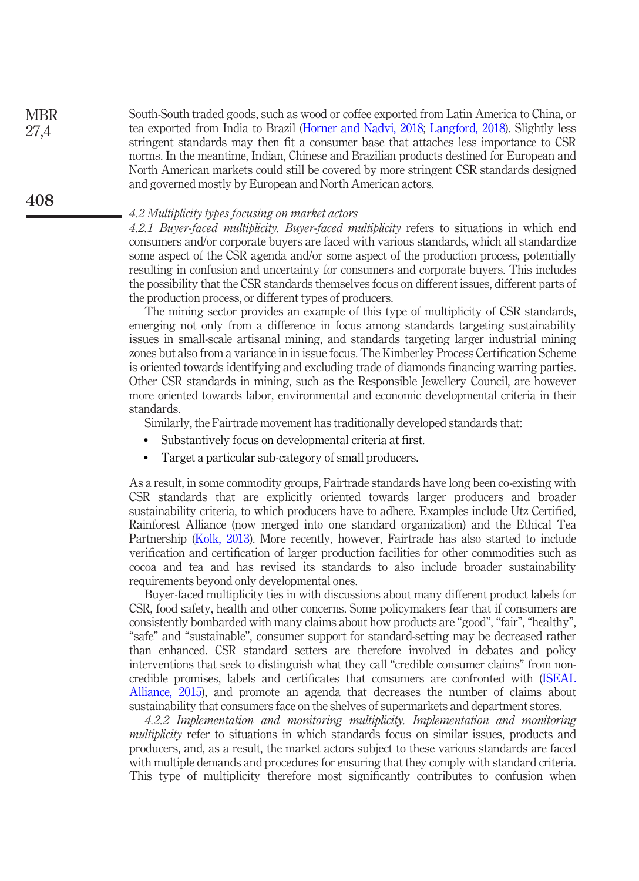South-South traded goods, such as wood or coffee exported from Latin America to China, or tea exported from India to Brazil (Horner and Nadvi, 2018; Langford, 2018). Slightly less stringent standards may then fit a consumer base that attaches less importance to CSR norms. In the meantime, Indian, Chinese and Brazilian products destined for European and North American markets could still be covered by more stringent CSR standards designed and governed mostly by European and North American actors.

### *4.2 Multiplicity types focusing on market actors*

*4.2.1 Buyer-faced multiplicity. Buyer-faced multiplicity* refers to situations in which end consumers and/or corporate buyers are faced with various standards, which all standardize some aspect of the CSR agenda and/or some aspect of the production process, potentially resulting in confusion and uncertainty for consumers and corporate buyers. This includes the possibility that the CSR standards themselves focus on different issues, different parts of the production process, or different types of producers.

The mining sector provides an example of this type of multiplicity of CSR standards, emerging not only from a difference in focus among standards targeting sustainability issues in small-scale artisanal mining, and standards targeting larger industrial mining zones but also from a variance in in issue focus. The Kimberley Process Certification Scheme is oriented towards identifying and excluding trade of diamonds financing warring parties. Other CSR standards in mining, such as the Responsible Jewellery Council, are however more oriented towards labor, environmental and economic developmental criteria in their standards.

Similarly, the Fairtrade movement has traditionally developed standards that:

- Substantively focus on developmental criteria at first.
- Target a particular sub-category of small producers.

As a result, in some commodity groups, Fairtrade standards have long been co-existing with CSR standards that are explicitly oriented towards larger producers and broader sustainability criteria, to which producers have to adhere. Examples include Utz Certified, Rainforest Alliance (now merged into one standard organization) and the Ethical Tea Partnership (Kolk, 2013). More recently, however, Fairtrade has also started to include verification and certification of larger production facilities for other commodities such as cocoa and tea and has revised its standards to also include broader sustainability requirements beyond only developmental ones.

Buyer-faced multiplicity ties in with discussions about many different product labels for CSR, food safety, health and other concerns. Some policymakers fear that if consumers are consistently bombarded with many claims about how products are "good", "fair", "healthy", "safe" and "sustainable", consumer support for standard-setting may be decreased rather than enhanced. CSR standard setters are therefore involved in debates and policy interventions that seek to distinguish what they call "credible consumer claims" from non-credible promises, labels and certificates that consumers are confronted with (ISEAL Alliance, 2015), and promote an agenda that decreases the number of claims about sustainability that consumers face on the shelves of supermarkets and department stores.

*4.2.2 Implementation and monitoring multiplicity. Implementation and monitoring multiplicity* refer to situations in which standards focus on similar issues, products and producers, and, as a result, the market actors subject to these various standards are faced with multiple demands and procedures for ensuring that they comply with standard criteria. This type of multiplicity therefore most significantly contributes to confusion when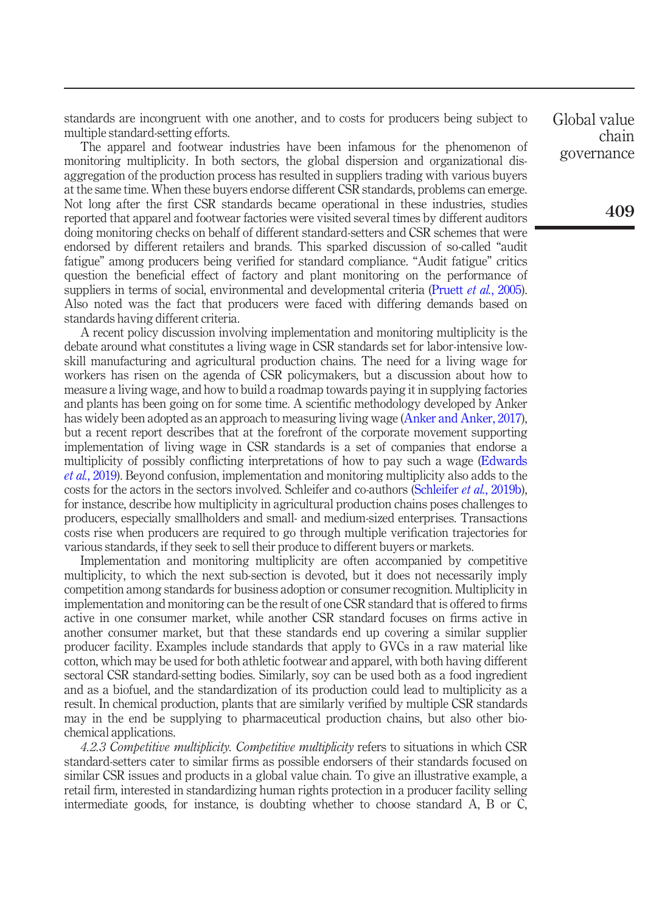standards are incongruent with one another, and to costs for producers being subject to multiple standard-setting efforts.

The apparel and footwear industries have been infamous for the phenomenon of monitoring multiplicity. In both sectors, the global dispersion and organizational disaggregation of the production process has resulted in suppliers trading with various buyers at the same time. When these buyers endorse different CSR standards, problems can emerge. Not long after the first CSR standards became operational in these industries, studies reported that apparel and footwear factories were visited several times by different auditors doing monitoring checks on behalf of different standard-setters and CSR schemes that were endorsed by different retailers and brands. This sparked discussion of so-called "audit fatigue" among producers being verified for standard compliance. "Audit fatigue" critics question the beneficial effect of factory and plant monitoring on the performance of suppliers in terms of social, environmental and developmental criteria (Pruett *et al.*, 2005). Also noted was the fact that producers were faced with differing demands based on standards having different criteria.

A recent policy discussion involving implementation and monitoring multiplicity is the debate around what constitutes a living wage in CSR standards set for labor-intensive low-skill manufacturing and agricultural production chains. The need for a living wage for workers has risen on the agenda of CSR policymakers, but a discussion about how to measure a living wage, and how to build a roadmap towards paying it in supplying factories and plants has been going on for some time. A scientific methodology developed by Anker has widely been adopted as an approach to measuring living wage (Anker and Anker, 2017), but a recent report describes that at the forefront of the corporate movement supporting implementation of living wage in CSR standards is a set of companies that endorse a multiplicity of possibly conflicting interpretations of how to pay such a wage (Edwards *et al.*, 2019). Beyond confusion, implementation and monitoring multiplicity also adds to the costs for the actors in the sectors involved. Schleifer and co-authors (Schleifer *et al.*, 2019b), for instance, describe how multiplicity in agricultural production chains poses challenges to producers, especially smallholders and small- and medium-sized enterprises. Transactions costs rise when producers are required to go through multiple verification trajectories for various standards, if they seek to sell their produce to different buyers or markets.

Implementation and monitoring multiplicity are often accompanied by competitive multiplicity, to which the next sub-section is devoted, but it does not necessarily imply competition among standards for business adoption or consumer recognition. Multiplicity in implementation and monitoring can be the result of one CSR standard that is offered to firms active in one consumer market, while another CSR standard focuses on firms active in another consumer market, but that these standards end up covering a similar supplier producer facility. Examples include standards that apply to GVCs in a raw material like cotton, which may be used for both athletic footwear and apparel, with both having different sectoral CSR standard-setting bodies. Similarly, soy can be used both as a food ingredient and as a biofuel, and the standardization of its production could lead to multiplicity as a result. In chemical production, plants that are similarly verified by multiple CSR standards may in the end be supplying to pharmaceutical production chains, but also other bio-chemical applications.

*4.2.3 Competitive multiplicity.* *Competitive multiplicity* refers to situations in which CSR standard-setters cater to similar firms as possible endorsers of their standards focused on similar CSR issues and products in a global value chain. To give an illustrative example, a retail firm, interested in standardizing human rights protection in a producer facility selling intermediate goods, for instance, is doubting whether to choose standard A, B or C,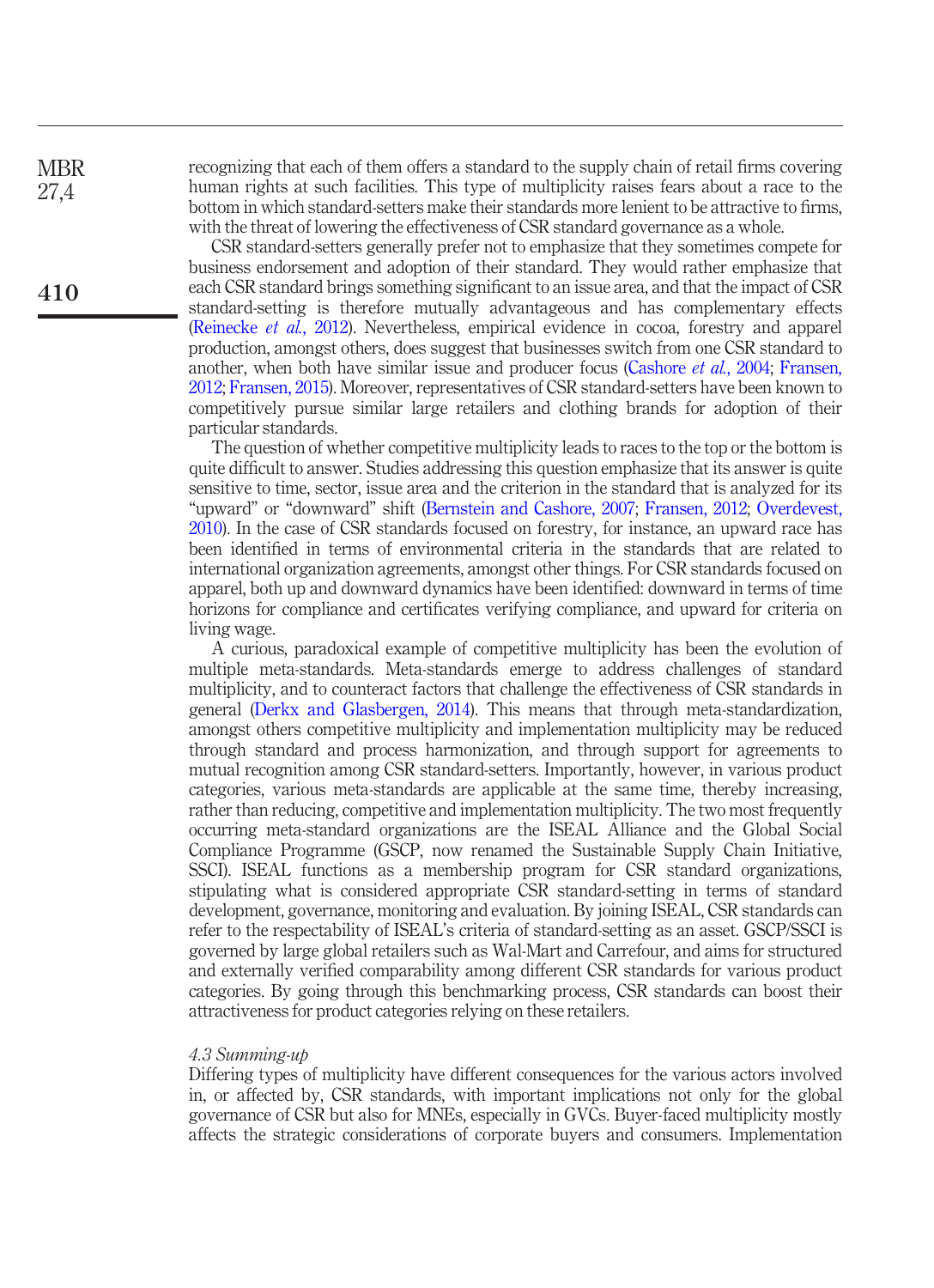recognizing that each of them offers a standard to the supply chain of retail firms covering human rights at such facilities. This type of multiplicity raises fears about a race to the bottom in which standard-setters make their standards more lenient to be attractive to firms, with the threat of lowering the effectiveness of CSR standard governance as a whole.

CSR standard-setters generally prefer not to emphasize that they sometimes compete for business endorsement and adoption of their standard. They would rather emphasize that each CSR standard brings something significant to an issue area, and that the impact of CSR standard-setting is therefore mutually advantageous and has complementary effects (Reinecke *et al.*, 2012). Nevertheless, empirical evidence in cocoa, forestry and apparel production, amongst others, does suggest that businesses switch from one CSR standard to another, when both have similar issue and producer focus (Cashore *et al.*, 2004; Fransen, 2012; Fransen, 2015). Moreover, representatives of CSR standard-setters have been known to competitively pursue similar large retailers and clothing brands for adoption of their particular standards.

The question of whether competitive multiplicity leads to races to the top or the bottom is quite difficult to answer. Studies addressing this question emphasize that its answer is quite sensitive to time, sector, issue area and the criterion in the standard that is analyzed for its "upward" or "downward" shift (Bernstein and Cashore, 2007; Fransen, 2012; Overdevest, 2010). In the case of CSR standards focused on forestry, for instance, an upward race has been identified in terms of environmental criteria in the standards that are related to international organization agreements, amongst other things. For CSR standards focused on apparel, both up and downward dynamics have been identified: downward in terms of time horizons for compliance and certificates verifying compliance, and upward for criteria on living wage.

A curious, paradoxical example of competitive multiplicity has been the evolution of multiple meta-standards. Meta-standards emerge to address challenges of standard multiplicity, and to counteract factors that challenge the effectiveness of CSR standards in general (Derkx and Glasbergen, 2014). This means that through meta-standardization, amongst others competitive multiplicity and implementation multiplicity may be reduced through standard and process harmonization, and through support for agreements to mutual recognition among CSR standard-setters. Importantly, however, in various product categories, various meta-standards are applicable at the same time, thereby increasing, rather than reducing, competitive and implementation multiplicity. The two most frequently occurring meta-standard organizations are the ISEAL Alliance and the Global Social Compliance Programme (GSCP, now renamed the Sustainable Supply Chain Initiative, SSCI). ISEAL functions as a membership program for CSR standard organizations, stipulating what is considered appropriate CSR standard-setting in terms of standard development, governance, monitoring and evaluation. By joining ISEAL, CSR standards can refer to the respectability of ISEAL's criteria of standard-setting as an asset. GSCP/SSCI is governed by large global retailers such as Wal-Mart and Carrefour, and aims for structured and externally verified comparability among different CSR standards for various product categories. By going through this benchmarking process, CSR standards can boost their attractiveness for product categories relying on these retailers.

### *4.3 Summing-up*

Differing types of multiplicity have different consequences for the various actors involved in, or affected by, CSR standards, with important implications not only for the global governance of CSR but also for MNEs, especially in GVCs. Buyer-faced multiplicity mostly affects the strategic considerations of corporate buyers and consumers. Implementation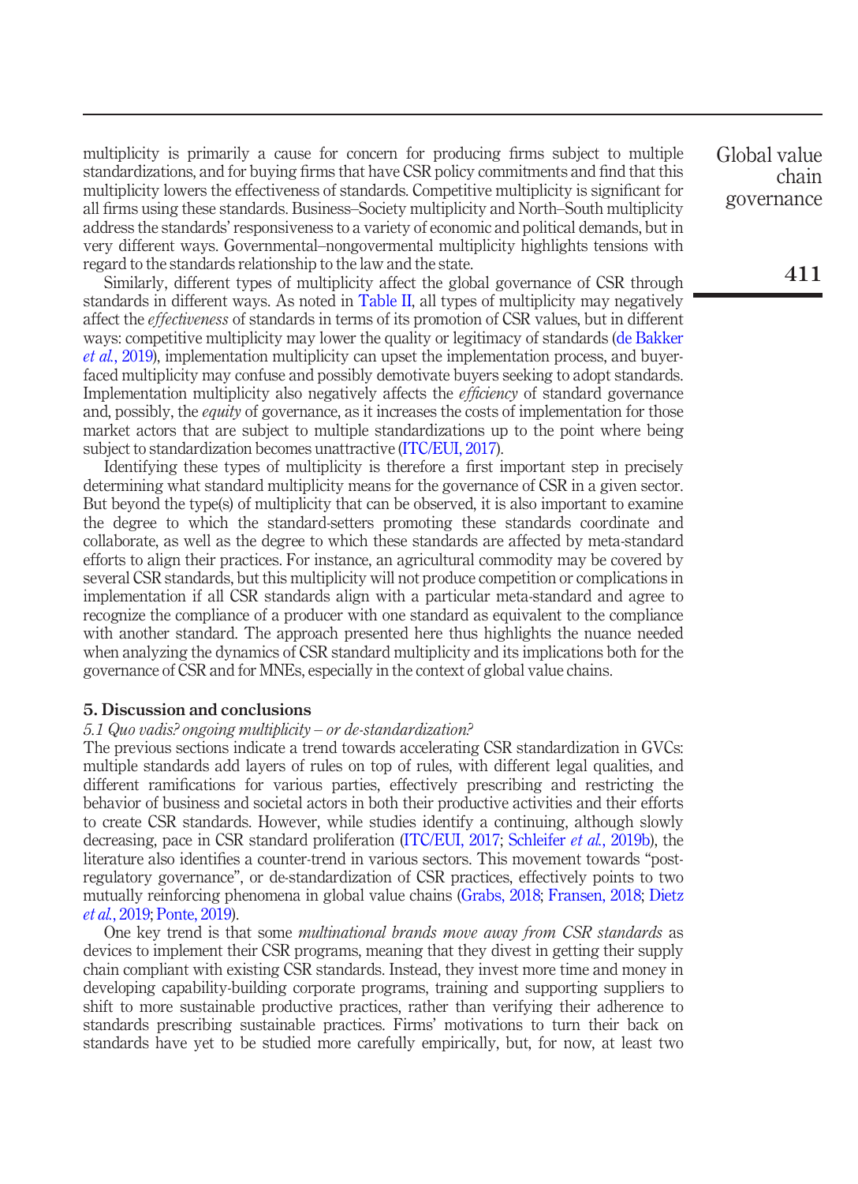multiplicity is primarily a cause for concern for producing firms subject to multiple standardizations, and for buying firms that have CSR policy commitments and find that this multiplicity lowers the effectiveness of standards. Competitive multiplicity is significant for all firms using these standards. Business–Society multiplicity and North–South multiplicity address the standards' responsiveness to a variety of economic and political demands, but in very different ways. Governmental–nongovermental multiplicity highlights tensions with regard to the standards relationship to the law and the state.

Similarly, different types of multiplicity affect the global governance of CSR through standards in different ways. As noted in Table II, all types of multiplicity may negatively affect the *effectiveness* of standards in terms of its promotion of CSR values, but in different ways: competitive multiplicity may lower the quality or legitimacy of standards (de Bakker *et al.*, 2019), implementation multiplicity can upset the implementation process, and buyer-faced multiplicity may confuse and possibly demotivate buyers seeking to adopt standards. Implementation multiplicity also negatively affects the *efficiency* of standard governance and, possibly, the *equity* of governance, as it increases the costs of implementation for those market actors that are subject to multiple standardizations up to the point where being subject to standardization becomes unattractive (ITC/EUI, 2017).

Identifying these types of multiplicity is therefore a first important step in precisely determining what standard multiplicity means for the governance of CSR in a given sector. But beyond the type(s) of multiplicity that can be observed, it is also important to examine the degree to which the standard-setters promoting these standards coordinate and collaborate, as well as the degree to which these standards are affected by meta-standard efforts to align their practices. For instance, an agricultural commodity may be covered by several CSR standards, but this multiplicity will not produce competition or complications in implementation if all CSR standards align with a particular meta-standard and agree to recognize the compliance of a producer with one standard as equivalent to the compliance with another standard. The approach presented here thus highlights the nuance needed when analyzing the dynamics of CSR standard multiplicity and its implications both for the governance of CSR and for MNEs, especially in the context of global value chains.

## 5. Discussion and conclusions

### *5.1 Quo vadis? ongoing multiplicity – or de-standardization?*

The previous sections indicate a trend towards accelerating CSR standardization in GVCs: multiple standards add layers of rules on top of rules, with different legal qualities, and different ramifications for various parties, effectively prescribing and restricting the behavior of business and societal actors in both their productive activities and their efforts to create CSR standards. However, while studies identify a continuing, although slowly decreasing, pace in CSR standard proliferation (ITC/EUI, 2017; Schleifer *et al.*, 2019b), the literature also identifies a counter-trend in various sectors. This movement towards "post-regulatory governance", or de-standardization of CSR practices, effectively points to two mutually reinforcing phenomena in global value chains (Grabs, 2018; Fransen, 2018; Dietz *et al.*, 2019; Ponte, 2019).

One key trend is that some *multinational brands move away from CSR standards* as devices to implement their CSR programs, meaning that they divest in getting their supply chain compliant with existing CSR standards. Instead, they invest more time and money in developing capability-building corporate programs, training and supporting suppliers to shift to more sustainable productive practices, rather than verifying their adherence to standards prescribing sustainable practices. Firms' motivations to turn their back on standards have yet to be studied more carefully empirically, but, for now, at least two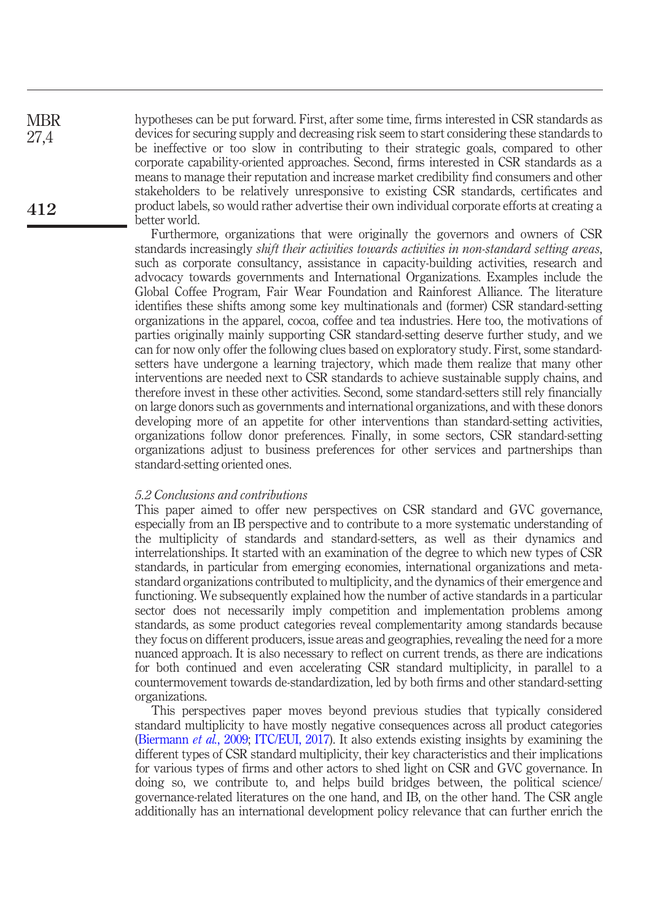hypotheses can be put forward. First, after some time, firms interested in CSR standards as devices for securing supply and decreasing risk seem to start considering these standards to be ineffective or too slow in contributing to their strategic goals, compared to other corporate capability-oriented approaches. Second, firms interested in CSR standards as a means to manage their reputation and increase market credibility find consumers and other stakeholders to be relatively unresponsive to existing CSR standards, certificates and product labels, so would rather advertise their own individual corporate efforts at creating a better world.

Furthermore, organizations that were originally the governors and owners of CSR standards increasingly *shift their activities towards activities in non-standard setting areas*, such as corporate consultancy, assistance in capacity-building activities, research and advocacy towards governments and International Organizations. Examples include the Global Coffee Program, Fair Wear Foundation and Rainforest Alliance. The literature identifies these shifts among some key multinationals and (former) CSR standard-setting organizations in the apparel, cocoa, coffee and tea industries. Here too, the motivations of parties originally mainly supporting CSR standard-setting deserve further study, and we can for now only offer the following clues based on exploratory study. First, some standard-setters have undergone a learning trajectory, which made them realize that many other interventions are needed next to CSR standards to achieve sustainable supply chains, and therefore invest in these other activities. Second, some standard-setters still rely financially on large donors such as governments and international organizations, and with these donors developing more of an appetite for other interventions than standard-setting activities, organizations follow donor preferences. Finally, in some sectors, CSR standard-setting organizations adjust to business preferences for other services and partnerships than standard-setting oriented ones.

### *5.2 Conclusions and contributions*

This paper aimed to offer new perspectives on CSR standard and GVC governance, especially from an IB perspective and to contribute to a more systematic understanding of the multiplicity of standards and standard-setters, as well as their dynamics and interrelationships. It started with an examination of the degree to which new types of CSR standards, in particular from emerging economies, international organizations and meta-standard organizations contributed to multiplicity, and the dynamics of their emergence and functioning. We subsequently explained how the number of active standards in a particular sector does not necessarily imply competition and implementation problems among standards, as some product categories reveal complementarity among standards because they focus on different producers, issue areas and geographies, revealing the need for a more nuanced approach. It is also necessary to reflect on current trends, as there are indications for both continued and even accelerating CSR standard multiplicity, in parallel to a countermovement towards de-standardization, led by both firms and other standard-setting organizations.

This perspectives paper moves beyond previous studies that typically considered standard multiplicity to have mostly negative consequences across all product categories (Biermann *et al.*, 2009; ITC/EUI, 2017). It also extends existing insights by examining the different types of CSR standard multiplicity, their key characteristics and their implications for various types of firms and other actors to shed light on CSR and GVC governance. In doing so, we contribute to, and helps build bridges between, the political science/governance-related literatures on the one hand, and IB, on the other hand. The CSR angle additionally has an international development policy relevance that can further enrich the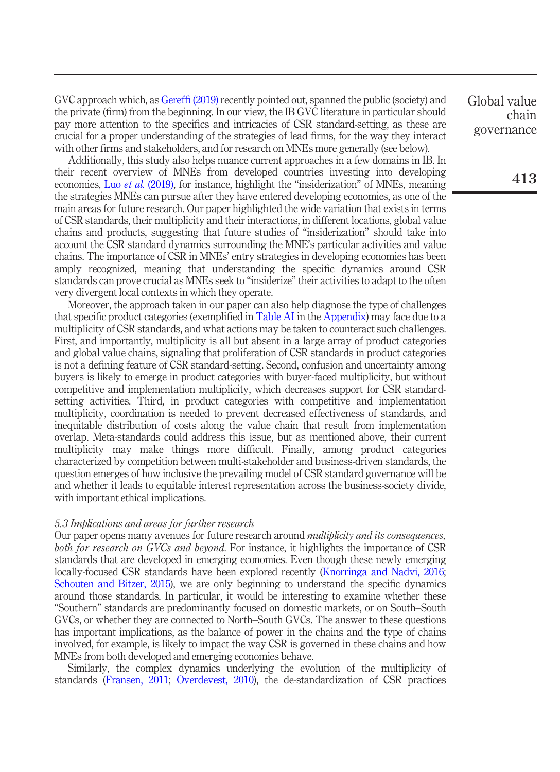GVC approach which, as Gereffi (2019) recently pointed out, spanned the public (society) and the private (firm) from the beginning. In our view, the IB GVC literature in particular should pay more attention to the specifics and intricacies of CSR standard-setting, as these are crucial for a proper understanding of the strategies of lead firms, for the way they interact with other firms and stakeholders, and for research on MNEs more generally (see below).

Additionally, this study also helps nuance current approaches in a few domains in IB. In their recent overview of MNEs from developed countries investing into developing economies, Luo *et al.* (2019), for instance, highlight the "insiderization" of MNEs, meaning the strategies MNEs can pursue after they have entered developing economies, as one of the main areas for future research. Our paper highlighted the wide variation that exists in terms of CSR standards, their multiplicity and their interactions, in different locations, global value chains and products, suggesting that future studies of "insiderization" should take into account the CSR standard dynamics surrounding the MNE's particular activities and value chains. The importance of CSR in MNEs' entry strategies in developing economies has been amply recognized, meaning that understanding the specific dynamics around CSR standards can prove crucial as MNEs seek to "insiderize" their activities to adapt to the often very divergent local contexts in which they operate.

Moreover, the approach taken in our paper can also help diagnose the type of challenges that specific product categories (exemplified in Table AI in the Appendix) may face due to a multiplicity of CSR standards, and what actions may be taken to counteract such challenges. First, and importantly, multiplicity is all but absent in a large array of product categories and global value chains, signaling that proliferation of CSR standards in product categories is not a defining feature of CSR standard-setting. Second, confusion and uncertainty among buyers is likely to emerge in product categories with buyer-faced multiplicity, but without competitive and implementation multiplicity, which decreases support for CSR standard-setting activities. Third, in product categories with competitive and implementation multiplicity, coordination is needed to prevent decreased effectiveness of standards, and inequitable distribution of costs along the value chain that result from implementation overlap. Meta-standards could address this issue, but as mentioned above, their current multiplicity may make things more difficult. Finally, among product categories characterized by competition between multi-stakeholder and business-driven standards, the question emerges of how inclusive the prevailing model of CSR standard governance will be and whether it leads to equitable interest representation across the business-society divide, with important ethical implications.

### *5.3 Implications and areas for further research*

Our paper opens many avenues for future research around *multiplicity and its consequences, both for research on GVCs and beyond*. For instance, it highlights the importance of CSR standards that are developed in emerging economies. Even though these newly emerging locally-focused CSR standards have been explored recently (Knorringa and Nadvi, 2016; Schouten and Bitzer, 2015), we are only beginning to understand the specific dynamics around those standards. In particular, it would be interesting to examine whether these "Southern" standards are predominantly focused on domestic markets, or on South–South GVCs, or whether they are connected to North–South GVCs. The answer to these questions has important implications, as the balance of power in the chains and the type of chains involved, for example, is likely to impact the way CSR is governed in these chains and how MNEs from both developed and emerging economies behave.

Similarly, the complex dynamics underlying the evolution of the multiplicity of standards (Fransen, 2011; Overdevest, 2010), the de-standardization of CSR practices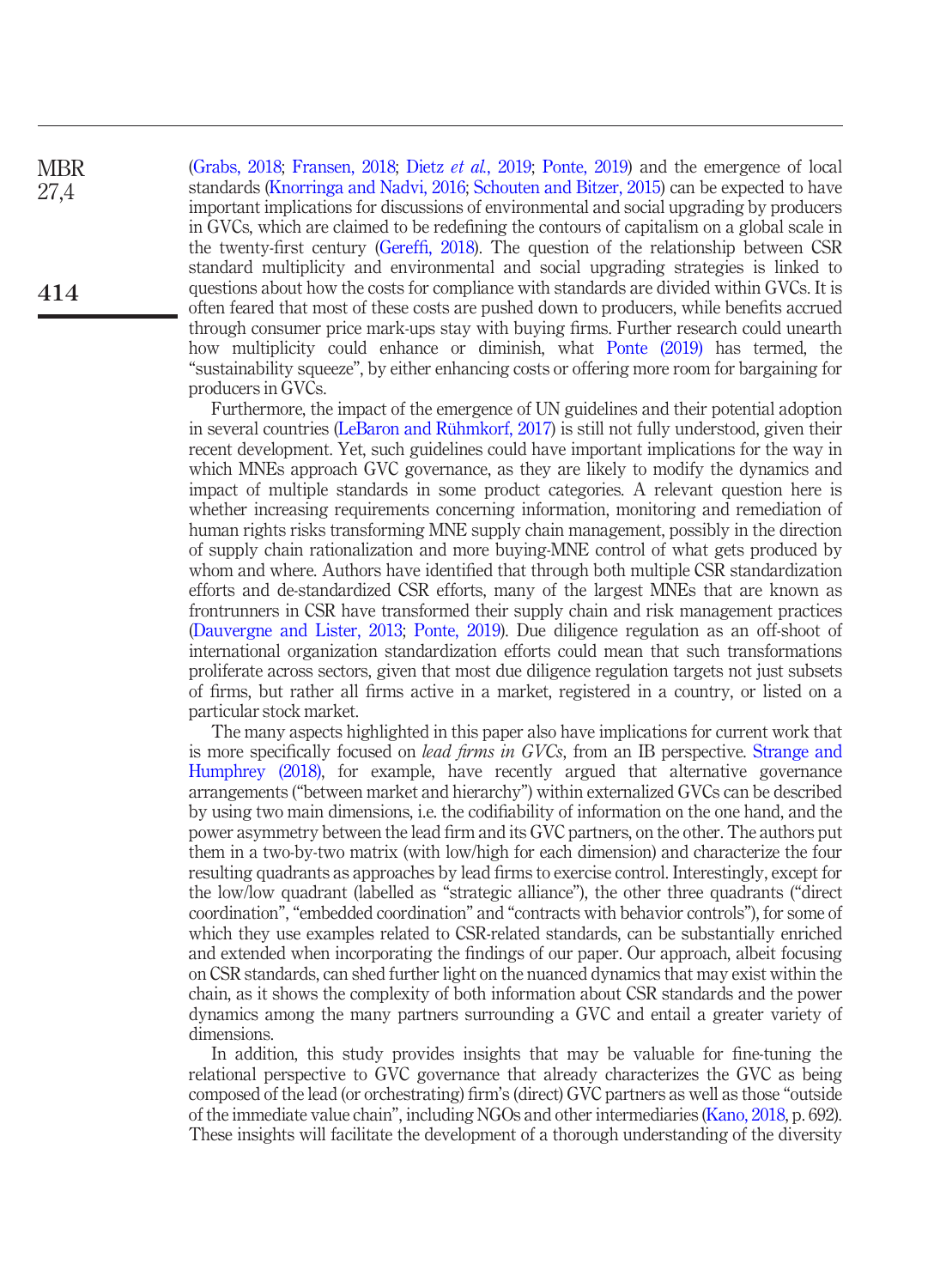(Grabs, 2018; Fransen, 2018; Dietz *et al.*, 2019; Ponte, 2019) and the emergence of local standards (Knorringa and Nadvi, 2016; Schouten and Bitzer, 2015) can be expected to have important implications for discussions of environmental and social upgrading by producers in GVCs, which are claimed to be redefining the contours of capitalism on a global scale in the twenty-first century (Gereffi, 2018). The question of the relationship between CSR standard multiplicity and environmental and social upgrading strategies is linked to questions about how the costs for compliance with standards are divided within GVCs. It is often feared that most of these costs are pushed down to producers, while benefits accrued through consumer price mark-ups stay with buying firms. Further research could unearth how multiplicity could enhance or diminish, what Ponte (2019) has termed, the "sustainability squeeze", by either enhancing costs or offering more room for bargaining for producers in GVCs.

Furthermore, the impact of the emergence of UN guidelines and their potential adoption in several countries (LeBaron and Rühmkorf, 2017) is still not fully understood, given their recent development. Yet, such guidelines could have important implications for the way in which MNEs approach GVC governance, as they are likely to modify the dynamics and impact of multiple standards in some product categories. A relevant question here is whether increasing requirements concerning information, monitoring and remediation of human rights risks transforming MNE supply chain management, possibly in the direction of supply chain rationalization and more buying-MNE control of what gets produced by whom and where. Authors have identified that through both multiple CSR standardization efforts and de-standardized CSR efforts, many of the largest MNEs that are known as frontrunners in CSR have transformed their supply chain and risk management practices (Dauvergne and Lister, 2013; Ponte, 2019). Due diligence regulation as an off-shoot of international organization standardization efforts could mean that such transformations proliferate across sectors, given that most due diligence regulation targets not just subsets of firms, but rather all firms active in a market, registered in a country, or listed on a particular stock market.

The many aspects highlighted in this paper also have implications for current work that is more specifically focused on *lead firms in GVCs*, from an IB perspective. Strange and Humphrey (2018), for example, have recently argued that alternative governance arrangements ("between market and hierarchy") within externalized GVCs can be described by using two main dimensions, i.e. the codifiability of information on the one hand, and the power asymmetry between the lead firm and its GVC partners, on the other. The authors put them in a two-by-two matrix (with low/high for each dimension) and characterize the four resulting quadrants as approaches by lead firms to exercise control. Interestingly, except for the low/low quadrant (labelled as "strategic alliance"), the other three quadrants ("direct coordination", "embedded coordination" and "contracts with behavior controls"), for some of which they use examples related to CSR-related standards, can be substantially enriched and extended when incorporating the findings of our paper. Our approach, albeit focusing on CSR standards, can shed further light on the nuanced dynamics that may exist within the chain, as it shows the complexity of both information about CSR standards and the power dynamics among the many partners surrounding a GVC and entail a greater variety of dimensions.

In addition, this study provides insights that may be valuable for fine-tuning the relational perspective to GVC governance that already characterizes the GVC as being composed of the lead (or orchestrating) firm's (direct) GVC partners as well as those "outside of the immediate value chain", including NGOs and other intermediaries (Kano, 2018, p. 692). These insights will facilitate the development of a thorough understanding of the diversity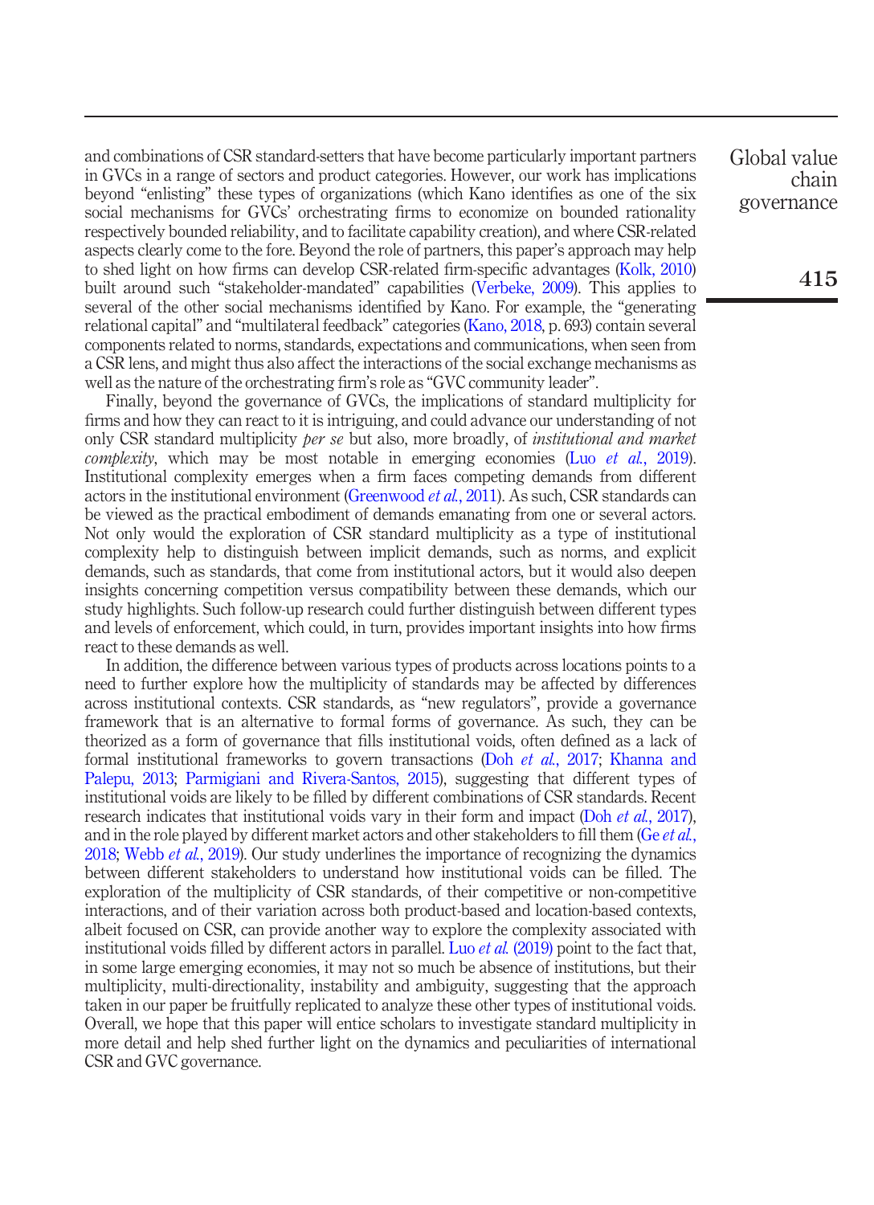and combinations of CSR standard-setters that have become particularly important partners in GVCs in a range of sectors and product categories. However, our work has implications beyond "enlisting" these types of organizations (which Kano identifies as one of the six social mechanisms for GVCs' orchestrating firms to economize on bounded rationality respectively bounded reliability, and to facilitate capability creation), and where CSR-related aspects clearly come to the fore. Beyond the role of partners, this paper's approach may help to shed light on how firms can develop CSR-related firm-specific advantages (Kolk, 2010) built around such "stakeholder-mandated" capabilities (Verbeke, 2009). This applies to several of the other social mechanisms identified by Kano. For example, the "generating relational capital" and "multilateral feedback" categories (Kano, 2018, p. 693) contain several components related to norms, standards, expectations and communications, when seen from a CSR lens, and might thus also affect the interactions of the social exchange mechanisms as well as the nature of the orchestrating firm's role as "GVC community leader".

Finally, beyond the governance of GVCs, the implications of standard multiplicity for firms and how they can react to it is intriguing, and could advance our understanding of not only CSR standard multiplicity *per se* but also, more broadly, of *institutional and market complexity*, which may be most notable in emerging economies (Luo *et al.*, 2019). Institutional complexity emerges when a firm faces competing demands from different actors in the institutional environment (Greenwood *et al.*, 2011). As such, CSR standards can be viewed as the practical embodiment of demands emanating from one or several actors. Not only would the exploration of CSR standard multiplicity as a type of institutional complexity help to distinguish between implicit demands, such as norms, and explicit demands, such as standards, that come from institutional actors, but it would also deepen insights concerning competition versus compatibility between these demands, which our study highlights. Such follow-up research could further distinguish between different types and levels of enforcement, which could, in turn, provides important insights into how firms react to these demands as well.

In addition, the difference between various types of products across locations points to a need to further explore how the multiplicity of standards may be affected by differences across institutional contexts. CSR standards, as "new regulators", provide a governance framework that is an alternative to formal forms of governance. As such, they can be theorized as a form of governance that fills institutional voids, often defined as a lack of formal institutional frameworks to govern transactions (Doh *et al.*, 2017; Khanna and Palepu, 2013; Parmigiani and Rivera-Santos, 2015), suggesting that different types of institutional voids are likely to be filled by different combinations of CSR standards. Recent research indicates that institutional voids vary in their form and impact (Doh *et al.*, 2017), and in the role played by different market actors and other stakeholders to fill them (Ge *et al.*, 2018; Webb *et al.*, 2019). Our study underlines the importance of recognizing the dynamics between different stakeholders to understand how institutional voids can be filled. The exploration of the multiplicity of CSR standards, of their competitive or non-competitive interactions, and of their variation across both product-based and location-based contexts, albeit focused on CSR, can provide another way to explore the complexity associated with institutional voids filled by different actors in parallel. Luo *et al.* (2019) point to the fact that, in some large emerging economies, it may not so much be absence of institutions, but their multiplicity, multi-directionality, instability and ambiguity, suggesting that the approach taken in our paper be fruitfully replicated to analyze these other types of institutional voids. Overall, we hope that this paper will entice scholars to investigate standard multiplicity in more detail and help shed further light on the dynamics and peculiarities of international CSR and GVC governance.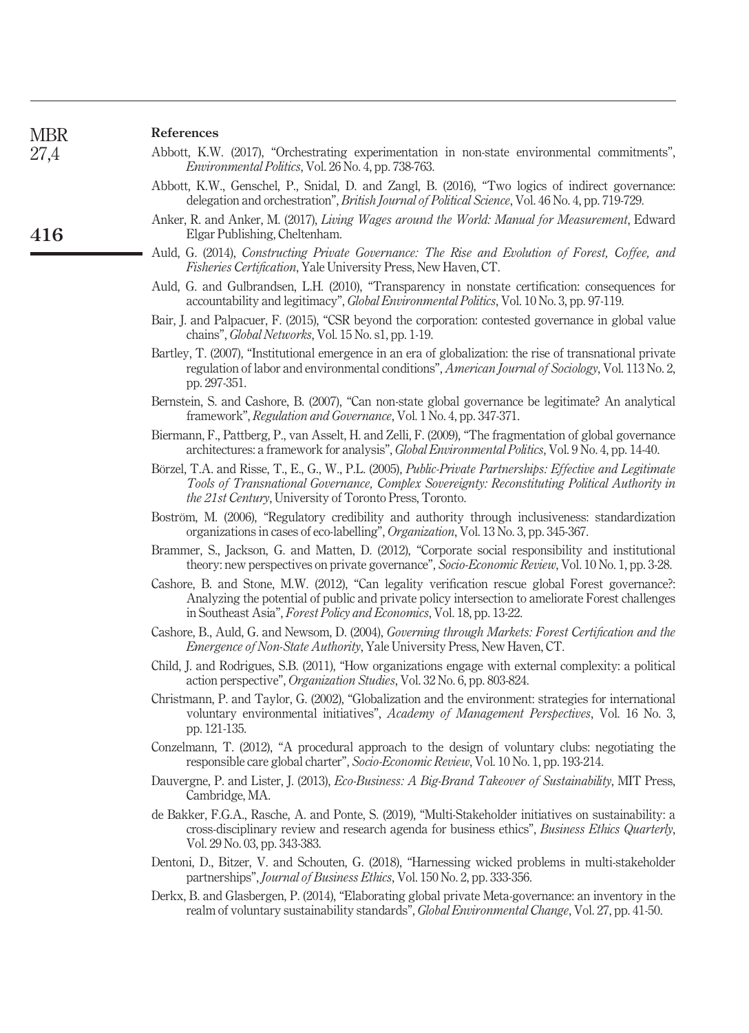**References**

Abbott, K.W. (2017), "Orchestrating experimentation in non-state environmental commitments", *Environmental Politics*, Vol. 26 No. 4, pp. 738-763.

Abbott, K.W., Genschel, P., Snidal, D. and Zangl, B. (2016), "Two logics of indirect governance: delegation and orchestration", *British Journal of Political Science*, Vol. 46 No. 4, pp. 719-729.

Anker, R. and Anker, M. (2017), *Living Wages around the World: Manual for Measurement*, Edward Elgar Publishing, Cheltenham.

Auld, G. (2014), *Constructing Private Governance: The Rise and Evolution of Forest, Coffee, and Fisheries Certification*, Yale University Press, New Haven, CT.

Auld, G. and Gulbrandsen, L.H. (2010), "Transparency in nonstate certification: consequences for accountability and legitimacy", *Global Environmental Politics*, Vol. 10 No. 3, pp. 97-119.

Bair, J. and Palpacuer, F. (2015), "CSR beyond the corporation: contested governance in global value chains", *Global Networks*, Vol. 15 No. s1, pp. 1-19.

Bartley, T. (2007), "Institutional emergence in an era of globalization: the rise of transnational private regulation of labor and environmental conditions", *American Journal of Sociology*, Vol. 113 No. 2, pp. 297-351.

Bernstein, S. and Cashore, B. (2007), "Can non-state global governance be legitimate? An analytical framework", *Regulation and Governance*, Vol. 1 No. 4, pp. 347-371.

Biermann, F., Pattberg, P., van Asselt, H. and Zelli, F. (2009), "The fragmentation of global governance architectures: a framework for analysis", *Global Environmental Politics*, Vol. 9 No. 4, pp. 14-40.

Börzel, T.A. and Risse, T., E., G., W., P.L. (2005), *Public-Private Partnerships: Effective and Legitimate Tools of Transnational Governance, Complex Sovereignty: Reconstituting Political Authority in the 21st Century*, University of Toronto Press, Toronto.

Boström, M. (2006), "Regulatory credibility and authority through inclusiveness: standardization organizations in cases of eco-labelling", *Organization*, Vol. 13 No. 3, pp. 345-367.

Brammer, S., Jackson, G. and Matten, D. (2012), "Corporate social responsibility and institutional theory: new perspectives on private governance", *Socio-Economic Review*, Vol. 10 No. 1, pp. 3-28.

Cashore, B. and Stone, M.W. (2012), "Can legality verification rescue global Forest governance?: Analyzing the potential of public and private policy intersection to ameliorate Forest challenges in Southeast Asia", *Forest Policy and Economics*, Vol. 18, pp. 13-22.

Cashore, B., Auld, G. and Newsom, D. (2004), *Governing through Markets: Forest Certification and the Emergence of Non-State Authority*, Yale University Press, New Haven, CT.

Child, J. and Rodrigues, S.B. (2011), "How organizations engage with external complexity: a political action perspective", *Organization Studies*, Vol. 32 No. 6, pp. 803-824.

Christmann, P. and Taylor, G. (2002), "Globalization and the environment: strategies for international voluntary environmental initiatives", *Academy of Management Perspectives*, Vol. 16 No. 3, pp. 121-135.

Conzelmann, T. (2012), "A procedural approach to the design of voluntary clubs: negotiating the responsible care global charter", *Socio-Economic Review*, Vol. 10 No. 1, pp. 193-214.

Dauvergne, P. and Lister, J. (2013), *Eco-Business: A Big-Brand Takeover of Sustainability*, MIT Press, Cambridge, MA.

de Bakker, F.G.A., Rasche, A. and Ponte, S. (2019), "Multi-Stakeholder initiatives on sustainability: a cross-disciplinary review and research agenda for business ethics", *Business Ethics Quarterly*, Vol. 29 No. 03, pp. 343-383.

Dentoni, D., Bitzer, V. and Schouten, G. (2018), "Harnessing wicked problems in multi-stakeholder partnerships", *Journal of Business Ethics*, Vol. 150 No. 2, pp. 333-356.

Derkx, B. and Glasbergen, P. (2014), "Elaborating global private Meta-governance: an inventory in the realm of voluntary sustainability standards", *Global Environmental Change*, Vol. 27, pp. 41-50.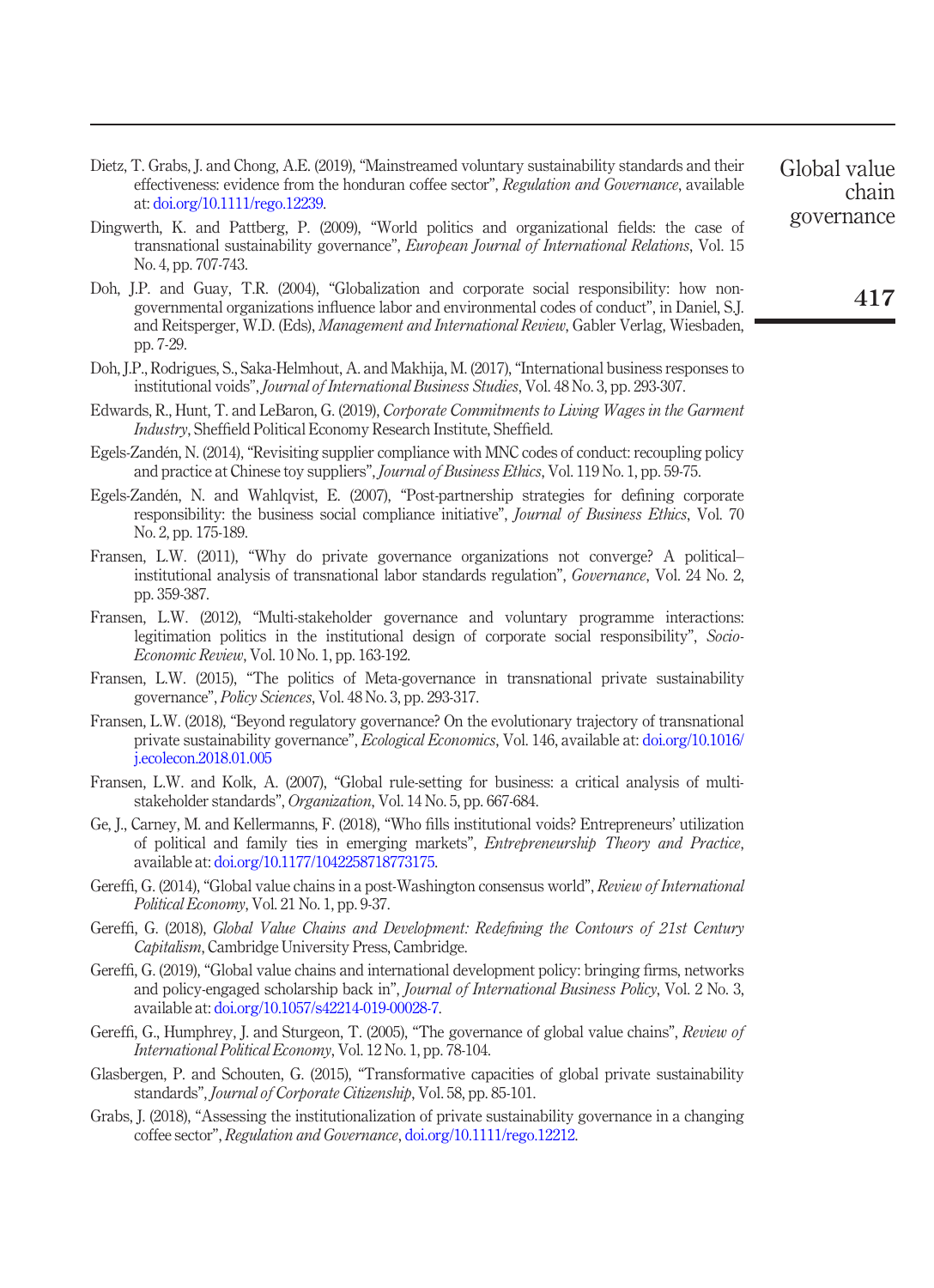Dietz, T. Grabs, J. and Chong, A.E. (2019), "Mainstreamed voluntary sustainability standards and their effectiveness: evidence from the honduran coffee sector", *Regulation and Governance*, available at: doi.org/10.1111/rego.12239.

Dingwerth, K. and Pattberg, P. (2009), "World politics and organizational fields: the case of transnational sustainability governance", *European Journal of International Relations*, Vol. 15 No. 4, pp. 707-743.

Doh, J.P. and Guay, T.R. (2004), "Globalization and corporate social responsibility: how non-governmental organizations influence labor and environmental codes of conduct", in Daniel, S.J. and Reitsperger, W.D. (Eds), *Management and International Review*, Gabler Verlag, Wiesbaden, pp. 7-29.

Doh, J.P., Rodrigues, S., Saka-Helmhout, A. and Makhija, M. (2017), "International business responses to institutional voids", *Journal of International Business Studies*, Vol. 48 No. 3, pp. 293-307.

Edwards, R., Hunt, T. and LeBaron, G. (2019), *Corporate Commitments to Living Wages in the Garment Industry*, Sheffield Political Economy Research Institute, Sheffield.

Egels-Zandén, N. (2014), "Revisiting supplier compliance with MNC codes of conduct: recoupling policy and practice at Chinese toy suppliers", *Journal of Business Ethics*, Vol. 119 No. 1, pp. 59-75.

Egels-Zandén, N. and Wahlqvist, E. (2007), "Post-partnership strategies for defining corporate responsibility: the business social compliance initiative", *Journal of Business Ethics*, Vol. 70 No. 2, pp. 175-189.

Fransen, L.W. (2011), "Why do private governance organizations not converge? A political–institutional analysis of transnational labor standards regulation", *Governance*, Vol. 24 No. 2, pp. 359-387.

Fransen, L.W. (2012), "Multi-stakeholder governance and voluntary programme interactions: legitimation politics in the institutional design of corporate social responsibility", *Socio-Economic Review*, Vol. 10 No. 1, pp. 163-192.

Fransen, L.W. (2015), "The politics of Meta-governance in transnational private sustainability governance", *Policy Sciences*, Vol. 48 No. 3, pp. 293-317.

Fransen, L.W. (2018), "Beyond regulatory governance? On the evolutionary trajectory of transnational private sustainability governance", *Ecological Economics*, Vol. 146, available at: doi.org/10.1016/j.ecolecon.2018.01.005

Fransen, L.W. and Kolk, A. (2007), "Global rule-setting for business: a critical analysis of multi-stakeholder standards", *Organization*, Vol. 14 No. 5, pp. 667-684.

Ge, J., Carney, M. and Kellermanns, F. (2018), "Who fills institutional voids? Entrepreneurs' utilization of political and family ties in emerging markets", *Entrepreneurship Theory and Practice*, available at: doi.org/10.1177/1042258718773175.

Gereffi, G. (2014), "Global value chains in a post-Washington consensus world", *Review of International Political Economy*, Vol. 21 No. 1, pp. 9-37.

Gereffi, G. (2018), *Global Value Chains and Development: Redefining the Contours of 21st Century Capitalism*, Cambridge University Press, Cambridge.

Gereffi, G. (2019), "Global value chains and international development policy: bringing firms, networks and policy-engaged scholarship back in", *Journal of International Business Policy*, Vol. 2 No. 3, available at: doi.org/10.1057/s42214-019-00028-7.

Gereffi, G., Humphrey, J. and Sturgeon, T. (2005), "The governance of global value chains", *Review of International Political Economy*, Vol. 12 No. 1, pp. 78-104.

Glasbergen, P. and Schouten, G. (2015), "Transformative capacities of global private sustainability standards", *Journal of Corporate Citizenship*, Vol. 58, pp. 85-101.

Grabs, J. (2018), "Assessing the institutionalization of private sustainability governance in a changing coffee sector", *Regulation and Governance*, doi.org/10.1111/rego.12212.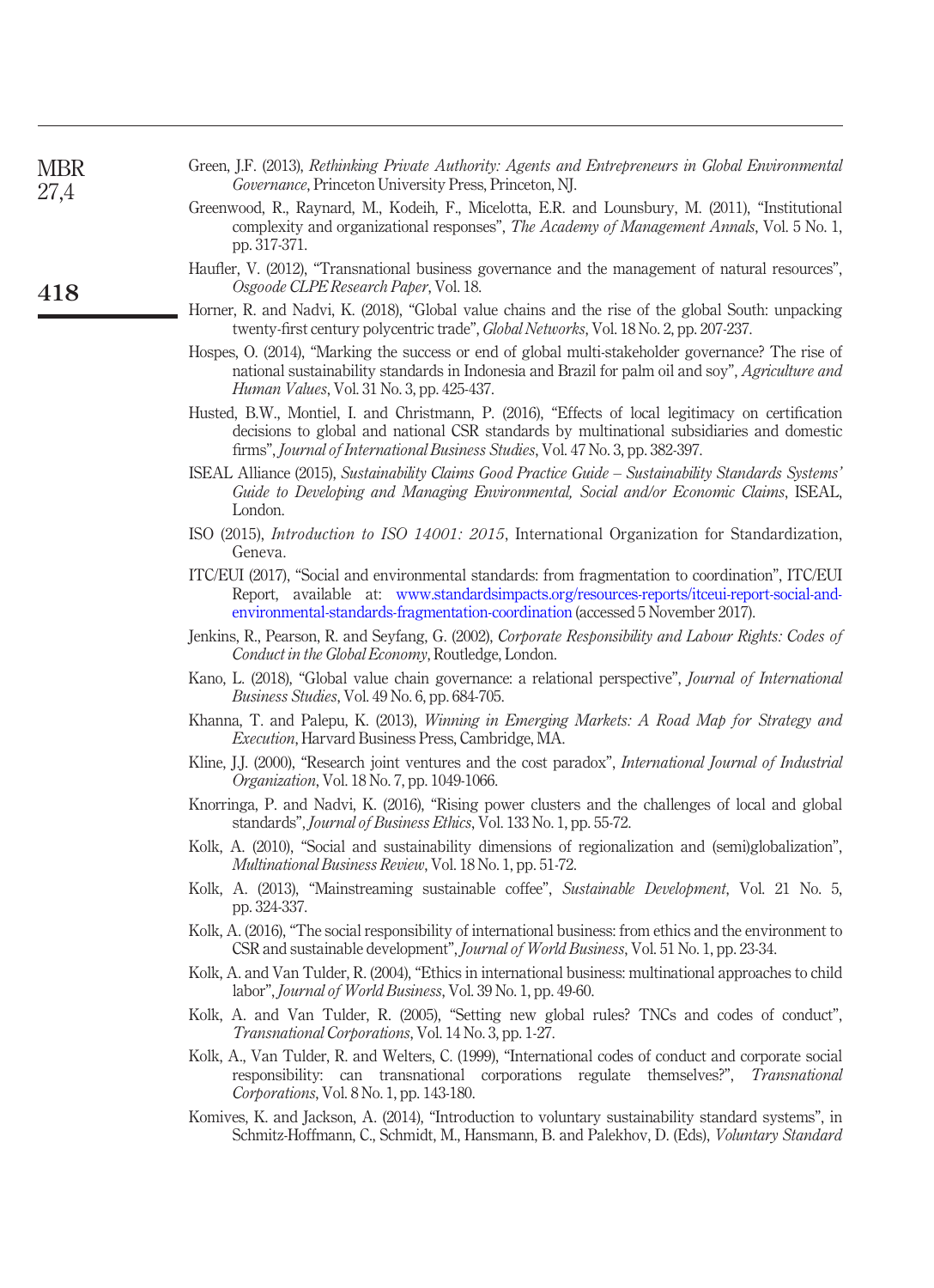Green, J.F. (2013), *Rethinking Private Authority: Agents and Entrepreneurs in Global Environmental Governance*, Princeton University Press, Princeton, NJ.

Greenwood, R., Raynard, M., Kodeih, F., Micelotta, E.R. and Lounsbury, M. (2011), "Institutional complexity and organizational responses", *The Academy of Management Annals*, Vol. 5 No. 1, pp. 317-371.

Haufler, V. (2012), "Transnational business governance and the management of natural resources", *Osgoode CLPE Research Paper*, Vol. 18.

Horner, R. and Nadvi, K. (2018), "Global value chains and the rise of the global South: unpacking twenty-first century polycentric trade", *Global Networks*, Vol. 18 No. 2, pp. 207-237.

Hospes, O. (2014), "Marking the success or end of global multi-stakeholder governance? The rise of national sustainability standards in Indonesia and Brazil for palm oil and soy", *Agriculture and Human Values*, Vol. 31 No. 3, pp. 425-437.

Husted, B.W., Montiel, I. and Christmann, P. (2016), "Effects of local legitimacy on certification decisions to global and national CSR standards by multinational subsidiaries and domestic firms", *Journal of International Business Studies*, Vol. 47 No. 3, pp. 382-397.

ISEAL Alliance (2015), *Sustainability Claims Good Practice Guide – Sustainability Standards Systems' Guide to Developing and Managing Environmental, Social and/or Economic Claims*, ISEAL, London.

ISO (2015), *Introduction to ISO 14001: 2015*, International Organization for Standardization, Geneva.

ITC/EUI (2017), "Social and environmental standards: from fragmentation to coordination", ITC/EUI Report, available at: www.standardsimpacts.org/resources-reports/itceui-report-social-and-environmental-standards-fragmentation-coordination (accessed 5 November 2017).

Jenkins, R., Pearson, R. and Seyfang, G. (2002), *Corporate Responsibility and Labour Rights: Codes of Conduct in the Global Economy*, Routledge, London.

Kano, L. (2018), "Global value chain governance: a relational perspective", *Journal of International Business Studies*, Vol. 49 No. 6, pp. 684-705.

Khanna, T. and Palepu, K. (2013), *Winning in Emerging Markets: A Road Map for Strategy and Execution*, Harvard Business Press, Cambridge, MA.

Kline, J.J. (2000), "Research joint ventures and the cost paradox", *International Journal of Industrial Organization*, Vol. 18 No. 7, pp. 1049-1066.

Knorringa, P. and Nadvi, K. (2016), "Rising power clusters and the challenges of local and global standards", *Journal of Business Ethics*, Vol. 133 No. 1, pp. 55-72.

Kolk, A. (2010), "Social and sustainability dimensions of regionalization and (semi)globalization", *Multinational Business Review*, Vol. 18 No. 1, pp. 51-72.

Kolk, A. (2013), "Mainstreaming sustainable coffee", *Sustainable Development*, Vol. 21 No. 5, pp. 324-337.

Kolk, A. (2016), "The social responsibility of international business: from ethics and the environment to CSR and sustainable development", *Journal of World Business*, Vol. 51 No. 1, pp. 23-34.

Kolk, A. and Van Tulder, R. (2004), "Ethics in international business: multinational approaches to child labor", *Journal of World Business*, Vol. 39 No. 1, pp. 49-60.

Kolk, A. and Van Tulder, R. (2005), "Setting new global rules? TNCs and codes of conduct", *Transnational Corporations*, Vol. 14 No. 3, pp. 1-27.

Kolk, A., Van Tulder, R. and Welters, C. (1999), "International codes of conduct and corporate social responsibility: can transnational corporations regulate themselves?", *Transnational Corporations*, Vol. 8 No. 1, pp. 143-180.

Komives, K. and Jackson, A. (2014), "Introduction to voluntary sustainability standard systems", in Schmitz-Hoffmann, C., Schmidt, M., Hansmann, B. and Palekhov, D. (Eds), *Voluntary Standard*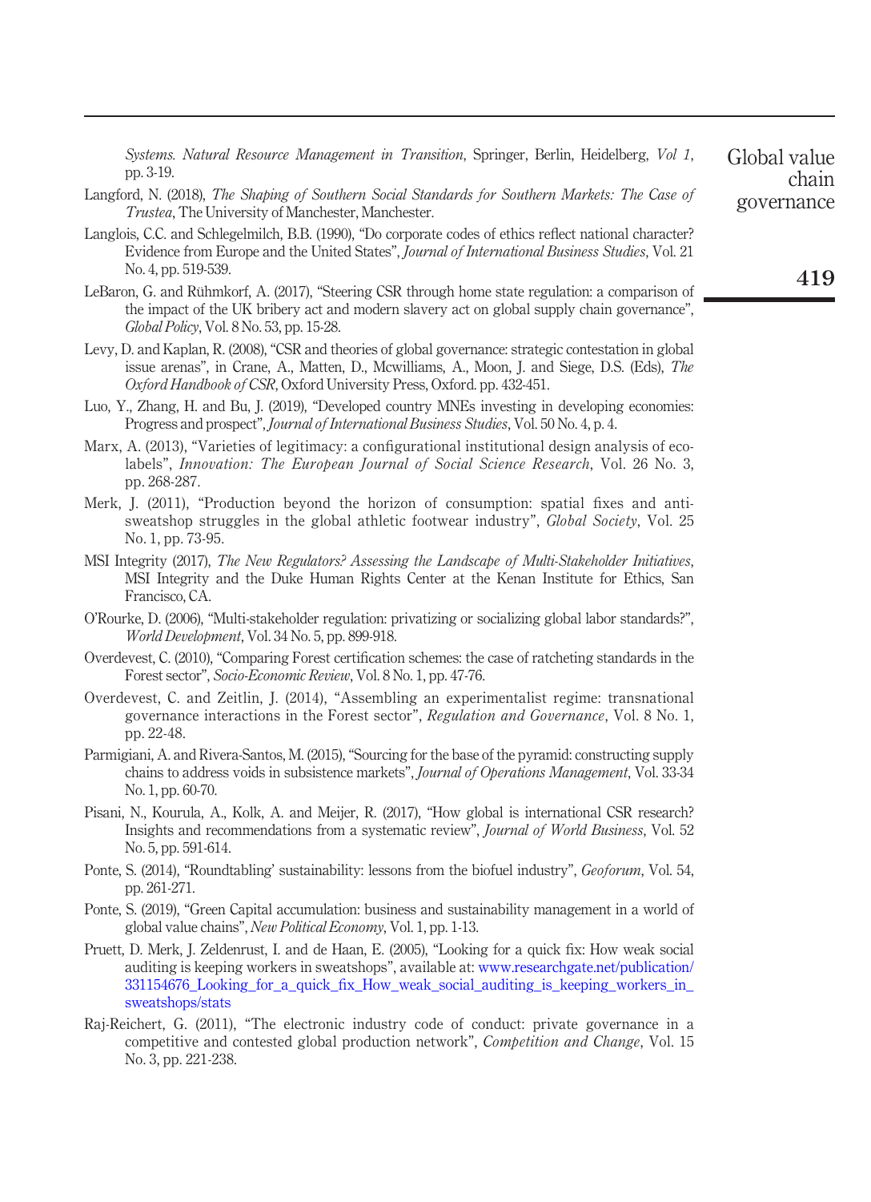*Systems. Natural Resource Management in Transition*, Springer, Berlin, Heidelberg, *Vol 1*, pp. 3-19.

Langford, N. (2018), *The Shaping of Southern Social Standards for Southern Markets: The Case of Trustea*, The University of Manchester, Manchester.

Langlois, C.C. and Schlegelmilch, B.B. (1990), "Do corporate codes of ethics reflect national character? Evidence from Europe and the United States", *Journal of International Business Studies*, Vol. 21 No. 4, pp. 519-539.

LeBaron, G. and Rühmkorf, A. (2017), "Steering CSR through home state regulation: a comparison of the impact of the UK bribery act and modern slavery act on global supply chain governance", *Global Policy*, Vol. 8 No. 53, pp. 15-28.

Levy, D. and Kaplan, R. (2008), "CSR and theories of global governance: strategic contestation in global issue arenas", in Crane, A., Matten, D., Mcwilliams, A., Moon, J. and Siege, D.S. (Eds), *The Oxford Handbook of CSR*, Oxford University Press, Oxford. pp. 432-451.

Luo, Y., Zhang, H. and Bu, J. (2019), "Developed country MNEs investing in developing economies: Progress and prospect", *Journal of International Business Studies*, Vol. 50 No. 4, p. 4.

Marx, A. (2013), "Varieties of legitimacy: a configurational institutional design analysis of eco-labels", *Innovation: The European Journal of Social Science Research*, Vol. 26 No. 3, pp. 268-287.

Merk, J. (2011), "Production beyond the horizon of consumption: spatial fixes and anti-sweatshop struggles in the global athletic footwear industry", *Global Society*, Vol. 25 No. 1, pp. 73-95.

MSI Integrity (2017), *The New Regulators? Assessing the Landscape of Multi-Stakeholder Initiatives*, MSI Integrity and the Duke Human Rights Center at the Kenan Institute for Ethics, San Francisco, CA.

O'Rourke, D. (2006), "Multi-stakeholder regulation: privatizing or socializing global labor standards?", *World Development*, Vol. 34 No. 5, pp. 899-918.

Overdevest, C. (2010), "Comparing Forest certification schemes: the case of ratcheting standards in the Forest sector", *Socio-Economic Review*, Vol. 8 No. 1, pp. 47-76.

Overdevest, C. and Zeitlin, J. (2014), "Assembling an experimentalist regime: transnational governance interactions in the Forest sector", *Regulation and Governance*, Vol. 8 No. 1, pp. 22-48.

Parmigiani, A. and Rivera-Santos, M. (2015), "Sourcing for the base of the pyramid: constructing supply chains to address voids in subsistence markets", *Journal of Operations Management*, Vol. 33-34 No. 1, pp. 60-70.

Pisani, N., Kourula, A., Kolk, A. and Meijer, R. (2017), "How global is international CSR research? Insights and recommendations from a systematic review", *Journal of World Business*, Vol. 52 No. 5, pp. 591-614.

Ponte, S. (2014), "'Roundtabling' sustainability: lessons from the biofuel industry", *Geoforum*, Vol. 54, pp. 261-271.

Ponte, S. (2019), "Green Capital accumulation: business and sustainability management in a world of global value chains", *New Political Economy*, Vol. 1, pp. 1-13.

Pruett, D. Merk, J. Zeldenrust, I. and de Haan, E. (2005), "Looking for a quick fix: How weak social auditing is keeping workers in sweatshops", available at: www.researchgate.net/publication/331154676_Looking_for_a_quick_fix_How_weak_social_auditing_is_keeping_workers_in_sweatshops/stats

Raj-Reichert, G. (2011), "The electronic industry code of conduct: private governance in a competitive and contested global production network", *Competition and Change*, Vol. 15 No. 3, pp. 221-238.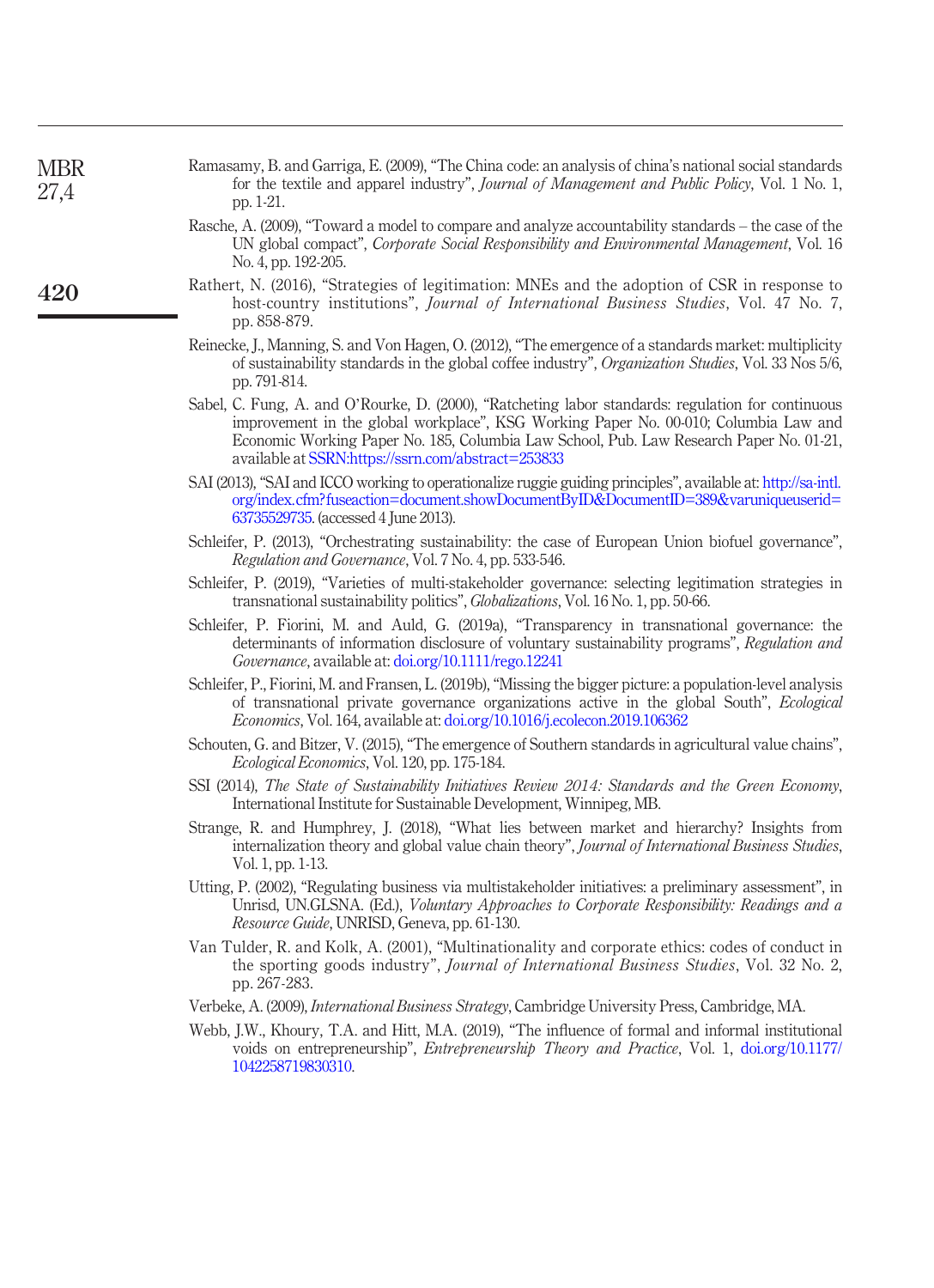Ramasamy, B. and Garriga, E. (2009), "The China code: an analysis of china's national social standards for the textile and apparel industry", *Journal of Management and Public Policy*, Vol. 1 No. 1, pp. 1-21.

Rasche, A. (2009), "Toward a model to compare and analyze accountability standards – the case of the UN global compact", *Corporate Social Responsibility and Environmental Management*, Vol. 16 No. 4, pp. 192-205.

Rathert, N. (2016), "Strategies of legitimation: MNEs and the adoption of CSR in response to host-country institutions", *Journal of International Business Studies*, Vol. 47 No. 7, pp. 858-879.

Reinecke, J., Manning, S. and Von Hagen, O. (2012), "The emergence of a standards market: multiplicity of sustainability standards in the global coffee industry", *Organization Studies*, Vol. 33 Nos 5/6, pp. 791-814.

Sabel, C. Fung, A. and O'Rourke, D. (2000), "Ratcheting labor standards: regulation for continuous improvement in the global workplace", KSG Working Paper No. 00-010; Columbia Law and Economic Working Paper No. 185, Columbia Law School, Pub. Law Research Paper No. 01-21, available at SSRN:https://ssrn.com/abstract=253833

SAI (2013), "SAI and ICCO working to operationalize ruggie guiding principles", available at: http://sa-intl.org/index.cfm?fuseaction=document.showDocumentByID&DocumentID=389&varuniqueuserid=63735529735. (accessed 4 June 2013).

Schleifer, P. (2013), "Orchestrating sustainability: the case of European Union biofuel governance", *Regulation and Governance*, Vol. 7 No. 4, pp. 533-546.

Schleifer, P. (2019), "Varieties of multi-stakeholder governance: selecting legitimation strategies in transnational sustainability politics", *Globalizations*, Vol. 16 No. 1, pp. 50-66.

Schleifer, P. Fiorini, M. and Auld, G. (2019a), "Transparency in transnational governance: the determinants of information disclosure of voluntary sustainability programs", *Regulation and Governance*, available at: doi.org/10.1111/rego.12241

Schleifer, P., Fiorini, M. and Fransen, L. (2019b), "Missing the bigger picture: a population-level analysis of transnational private governance organizations active in the global South", *Ecological Economics*, Vol. 164, available at: doi.org/10.1016/j.ecolecon.2019.106362

Schouten, G. and Bitzer, V. (2015), "The emergence of Southern standards in agricultural value chains", *Ecological Economics*, Vol. 120, pp. 175-184.

SSI (2014), *The State of Sustainability Initiatives Review 2014: Standards and the Green Economy*, International Institute for Sustainable Development, Winnipeg, MB.

Strange, R. and Humphrey, J. (2018), "What lies between market and hierarchy? Insights from internalization theory and global value chain theory", *Journal of International Business Studies*, Vol. 1, pp. 1-13.

Utting, P. (2002), "Regulating business via multistakeholder initiatives: a preliminary assessment", in Unrisd, UN.GLSNA. (Ed.), *Voluntary Approaches to Corporate Responsibility: Readings and a Resource Guide*, UNRISD, Geneva, pp. 61-130.

Van Tulder, R. and Kolk, A. (2001), "Multinationality and corporate ethics: codes of conduct in the sporting goods industry", *Journal of International Business Studies*, Vol. 32 No. 2, pp. 267-283.

Verbeke, A. (2009), *International Business Strategy*, Cambridge University Press, Cambridge, MA.

Webb, J.W., Khoury, T.A. and Hitt, M.A. (2019), "The influence of formal and informal institutional voids on entrepreneurship", *Entrepreneurship Theory and Practice*, Vol. 1, doi.org/10.1177/1042258719830310.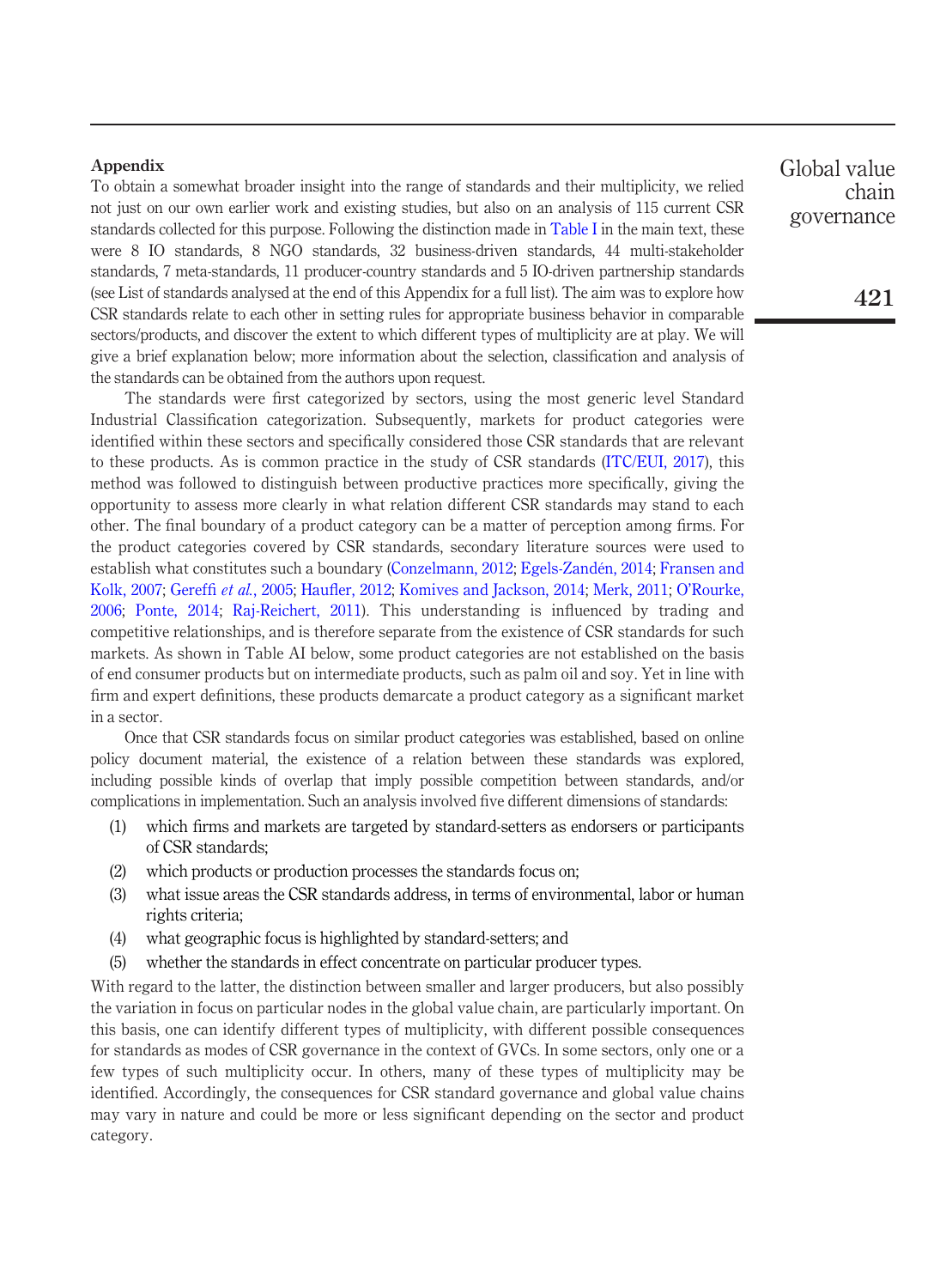## Appendix

To obtain a somewhat broader insight into the range of standards and their multiplicity, we relied not just on our own earlier work and existing studies, but also on an analysis of 115 current CSR standards collected for this purpose. Following the distinction made in Table I in the main text, these were 8 IO standards, 8 NGO standards, 32 business-driven standards, 44 multi-stakeholder standards, 7 meta-standards, 11 producer-country standards and 5 IO-driven partnership standards (see List of standards analysed at the end of this Appendix for a full list). The aim was to explore how CSR standards relate to each other in setting rules for appropriate business behavior in comparable sectors/products, and discover the extent to which different types of multiplicity are at play. We will give a brief explanation below; more information about the selection, classification and analysis of the standards can be obtained from the authors upon request.

The standards were first categorized by sectors, using the most generic level Standard Industrial Classification categorization. Subsequently, markets for product categories were identified within these sectors and specifically considered those CSR standards that are relevant to these products. As is common practice in the study of CSR standards (ITC/EUI, 2017), this method was followed to distinguish between productive practices more specifically, giving the opportunity to assess more clearly in what relation different CSR standards may stand to each other. The final boundary of a product category can be a matter of perception among firms. For the product categories covered by CSR standards, secondary literature sources were used to establish what constitutes such a boundary (Conzelmann, 2012; Egels-Zandén, 2014; Fransen and Kolk, 2007; Gereffi *et al.*, 2005; Haufler, 2012; Komives and Jackson, 2014; Merk, 2011; O'Rourke, 2006; Ponte, 2014; Raj-Reichert, 2011). This understanding is influenced by trading and competitive relationships, and is therefore separate from the existence of CSR standards for such markets. As shown in Table AI below, some product categories are not established on the basis of end consumer products but on intermediate products, such as palm oil and soy. Yet in line with firm and expert definitions, these products demarcate a product category as a significant market in a sector.

Once that CSR standards focus on similar product categories was established, based on online policy document material, the existence of a relation between these standards was explored, including possible kinds of overlap that imply possible competition between standards, and/or complications in implementation. Such an analysis involved five different dimensions of standards:

1. which firms and markets are targeted by standard-setters as endorsers or participants of CSR standards;
2. which products or production processes the standards focus on;
3. what issue areas the CSR standards address, in terms of environmental, labor or human rights criteria;
4. what geographic focus is highlighted by standard-setters; and
5. whether the standards in effect concentrate on particular producer types.

With regard to the latter, the distinction between smaller and larger producers, but also possibly the variation in focus on particular nodes in the global value chain, are particularly important. On this basis, one can identify different types of multiplicity, with different possible consequences for standards as modes of CSR governance in the context of GVCs. In some sectors, only one or a few types of such multiplicity occur. In others, many of these types of multiplicity may be identified. Accordingly, the consequences for CSR standard governance and global value chains may vary in nature and could be more or less significant depending on the sector and product category.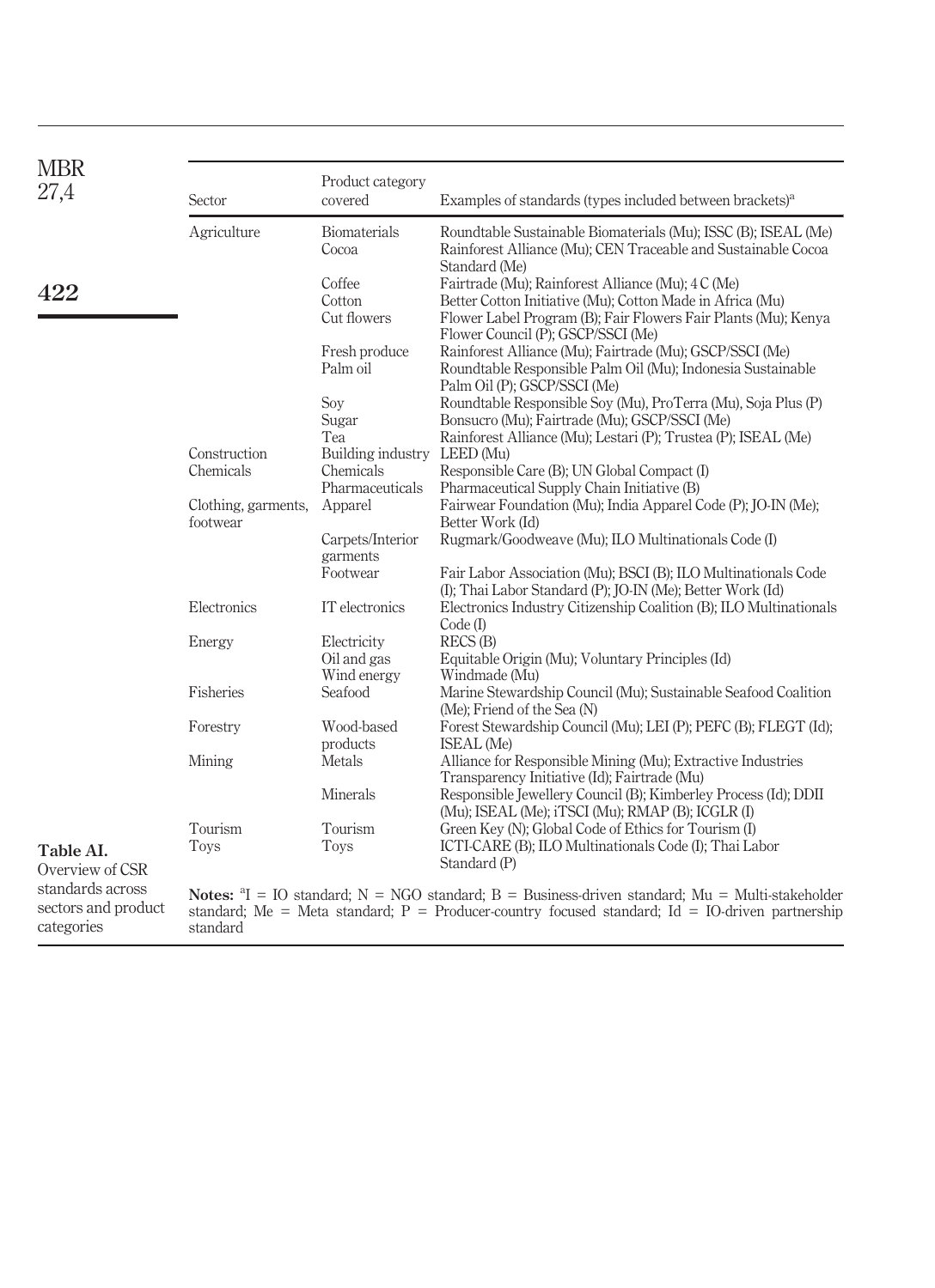**Table AI.** Overview of CSR standards across sectors and product categories

| Sector | Product category covered | Examples of standards (types included between brackets)[a] |
|---|---|---|
| Agriculture | Biomaterials | Roundtable Sustainable Biomaterials (Mu); ISSC (B); ISEAL (Me) |
| | Cocoa | Rainforest Alliance (Mu); CEN Traceable and Sustainable Cocoa Standard (Me) |
| | Coffee | Fairtrade (Mu); Rainforest Alliance (Mu); 4 C (Me) |
| | Cotton | Better Cotton Initiative (Mu); Cotton Made in Africa (Mu) |
| | Cut flowers | Flower Label Program (B); Fair Flowers Fair Plants (Mu); Kenya Flower Council (P); GSCP/SSCI (Me) |
| | Fresh produce | Rainforest Alliance (Mu); Fairtrade (Mu); GSCP/SSCI (Me) |
| | Palm oil | Roundtable Responsible Palm Oil (Mu); Indonesia Sustainable Palm Oil (P); GSCP/SSCI (Me) |
| | Soy | Roundtable Responsible Soy (Mu), ProTerra (Mu), Soja Plus (P) |
| | Sugar | Bonsucro (Mu); Fairtrade (Mu); GSCP/SSCI (Me) |
| | Tea | Rainforest Alliance (Mu); Lestari (P); Trustea (P); ISEAL (Me) |
| Construction | Building industry | LEED (Mu) |
| Chemicals | Chemicals | Responsible Care (B); UN Global Compact (I) |
| | Pharmaceuticals | Pharmaceutical Supply Chain Initiative (B) |
| Clothing, garments, footwear | Apparel | Fairwear Foundation (Mu); India Apparel Code (P); JO-IN (Me); Better Work (Id) |
| | Carpets/Interior garments | Rugmark/Goodweave (Mu); ILO Multinationals Code (I) |
| | Footwear | Fair Labor Association (Mu); BSCI (B); ILO Multinationals Code (I); Thai Labor Standard (P); JO-IN (Me); Better Work (Id) |
| Electronics | IT electronics | Electronics Industry Citizenship Coalition (B); ILO Multinationals Code (I) |
| Energy | Electricity | RECS (B) |
| | Oil and gas | Equitable Origin (Mu); Voluntary Principles (Id) |
| | Wind energy | Windmade (Mu) |
| Fisheries | Seafood | Marine Stewardship Council (Mu); Sustainable Seafood Coalition (Me); Friend of the Sea (N) |
| Forestry | Wood-based products | Forest Stewardship Council (Mu); LEI (P); PEFC (B); FLEGT (Id); ISEAL (Me) |
| Mining | Metals | Alliance for Responsible Mining (Mu); Extractive Industries Transparency Initiative (Id); Fairtrade (Mu) |
| | Minerals | Responsible Jewellery Council (B); Kimberley Process (Id); DDII (Mu); ISEAL (Me); iTSCI (Mu); RMAP (B); ICGLR (I) |
| Tourism | Tourism | Green Key (N); Global Code of Ethics for Tourism (I) |
| Toys | Toys | ICTI-CARE (B); ILO Multinationals Code (I); Thai Labor Standard (P) |

**Notes:** [a]I = IO standard; N = NGO standard; B = Business-driven standard; Mu = Multi-stakeholder standard; Me = Meta standard; P = Producer-country focused standard; Id = IO-driven partnership standard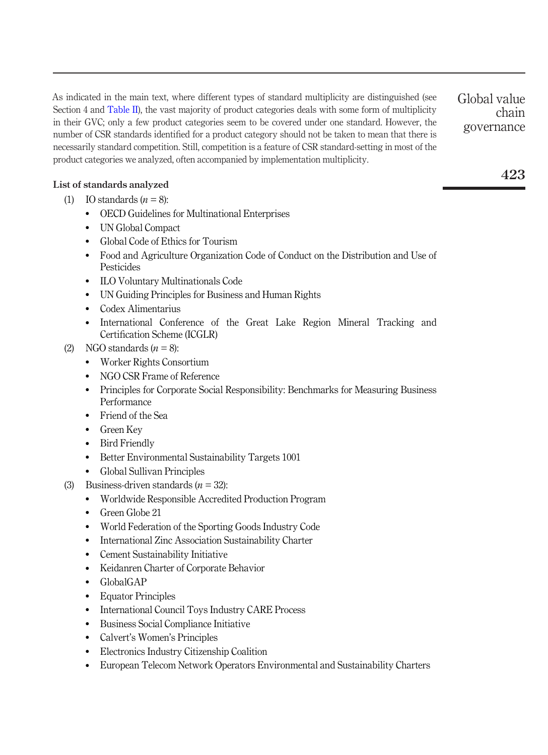As indicated in the main text, where different types of standard multiplicity are distinguished (see Section 4 and Table II), the vast majority of product categories deals with some form of multiplicity in their GVC; only a few product categories seem to be covered under one standard. However, the number of CSR standards identified for a product category should not be taken to mean that there is necessarily standard competition. Still, competition is a feature of CSR standard-setting in most of the product categories we analyzed, often accompanied by implementation multiplicity.

**List of standards analyzed**

(1) IO standards ($n = 8$):
- OECD Guidelines for Multinational Enterprises
- UN Global Compact
- Global Code of Ethics for Tourism
- Food and Agriculture Organization Code of Conduct on the Distribution and Use of Pesticides
- ILO Voluntary Multinationals Code
- UN Guiding Principles for Business and Human Rights
- Codex Alimentarius
- International Conference of the Great Lake Region Mineral Tracking and Certification Scheme (ICGLR)

(2) NGO standards ($n = 8$):
- Worker Rights Consortium
- NGO CSR Frame of Reference
- Principles for Corporate Social Responsibility: Benchmarks for Measuring Business Performance
- Friend of the Sea
- Green Key
- Bird Friendly
- Better Environmental Sustainability Targets 1001
- Global Sullivan Principles

(3) Business-driven standards ($n = 32$):
- Worldwide Responsible Accredited Production Program
- Green Globe 21
- World Federation of the Sporting Goods Industry Code
- International Zinc Association Sustainability Charter
- Cement Sustainability Initiative
- Keidanren Charter of Corporate Behavior
- GlobalGAP
- Equator Principles
- International Council Toys Industry CARE Process
- Business Social Compliance Initiative
- Calvert's Women's Principles
- Electronics Industry Citizenship Coalition
- European Telecom Network Operators Environmental and Sustainability Charters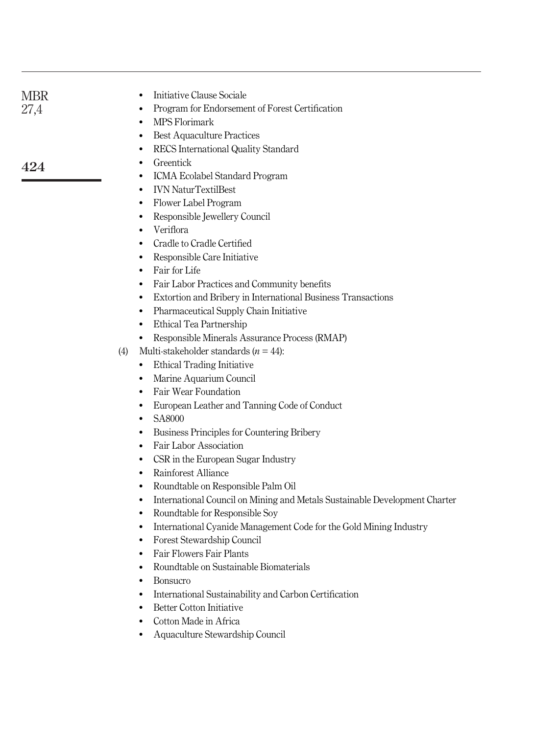- Initiative Clause Sociale
- Program for Endorsement of Forest Certification
- MPS Florimark
- Best Aquaculture Practices
- RECS International Quality Standard
- Greentick
- ICMA Ecolabel Standard Program
- IVN NaturTextilBest
- Flower Label Program
- Responsible Jewellery Council
- Veriflora
- Cradle to Cradle Certified
- Responsible Care Initiative
- Fair for Life
- Fair Labor Practices and Community benefits
- Extortion and Bribery in International Business Transactions
- Pharmaceutical Supply Chain Initiative
- Ethical Tea Partnership
- Responsible Minerals Assurance Process (RMAP)

(4) Multi-stakeholder standards ($n$ = 44):
- Ethical Trading Initiative
- Marine Aquarium Council
- Fair Wear Foundation
- European Leather and Tanning Code of Conduct
- SA8000
- Business Principles for Countering Bribery
- Fair Labor Association
- CSR in the European Sugar Industry
- Rainforest Alliance
- Roundtable on Responsible Palm Oil
- International Council on Mining and Metals Sustainable Development Charter
- Roundtable for Responsible Soy
- International Cyanide Management Code for the Gold Mining Industry
- Forest Stewardship Council
- Fair Flowers Fair Plants
- Roundtable on Sustainable Biomaterials
- Bonsucro
- International Sustainability and Carbon Certification
- Better Cotton Initiative
- Cotton Made in Africa
- Aquaculture Stewardship Council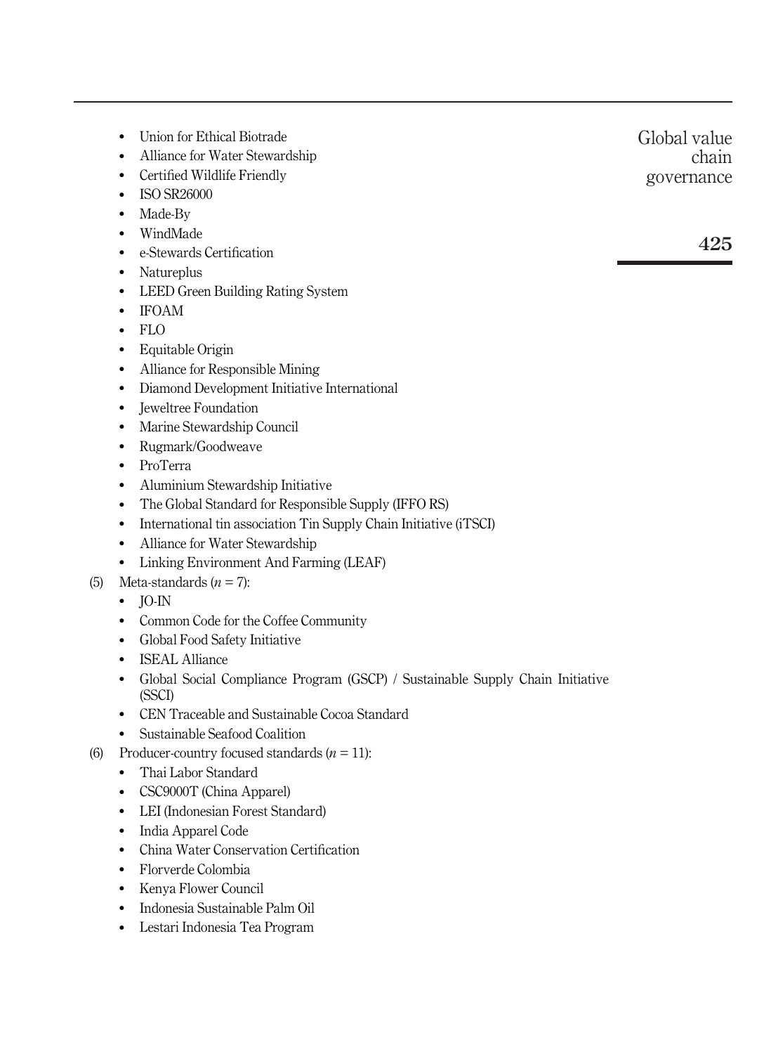- Union for Ethical Biotrade
- Alliance for Water Stewardship
- Certified Wildlife Friendly
- ISO SR26000
- Made-By
- WindMade
- e-Stewards Certification
- Natureplus
- LEED Green Building Rating System
- IFOAM
- FLO
- Equitable Origin
- Alliance for Responsible Mining
- Diamond Development Initiative International
- Jeweltree Foundation
- Marine Stewardship Council
- Rugmark/Goodweave
- ProTerra
- Aluminium Stewardship Initiative
- The Global Standard for Responsible Supply (IFFO RS)
- International tin association Tin Supply Chain Initiative (iTSCI)
- Alliance for Water Stewardship
- Linking Environment And Farming (LEAF)

(5) Meta-standards ($n$ = 7):

- JO-IN
- Common Code for the Coffee Community
- Global Food Safety Initiative
- ISEAL Alliance
- Global Social Compliance Program (GSCP) / Sustainable Supply Chain Initiative (SSCI)
- CEN Traceable and Sustainable Cocoa Standard
- Sustainable Seafood Coalition

(6) Producer-country focused standards ($n$ = 11):

- Thai Labor Standard
- CSC9000T (China Apparel)
- LEI (Indonesian Forest Standard)
- India Apparel Code
- China Water Conservation Certification
- Florverde Colombia
- Kenya Flower Council
- Indonesia Sustainable Palm Oil
- Lestari Indonesia Tea Program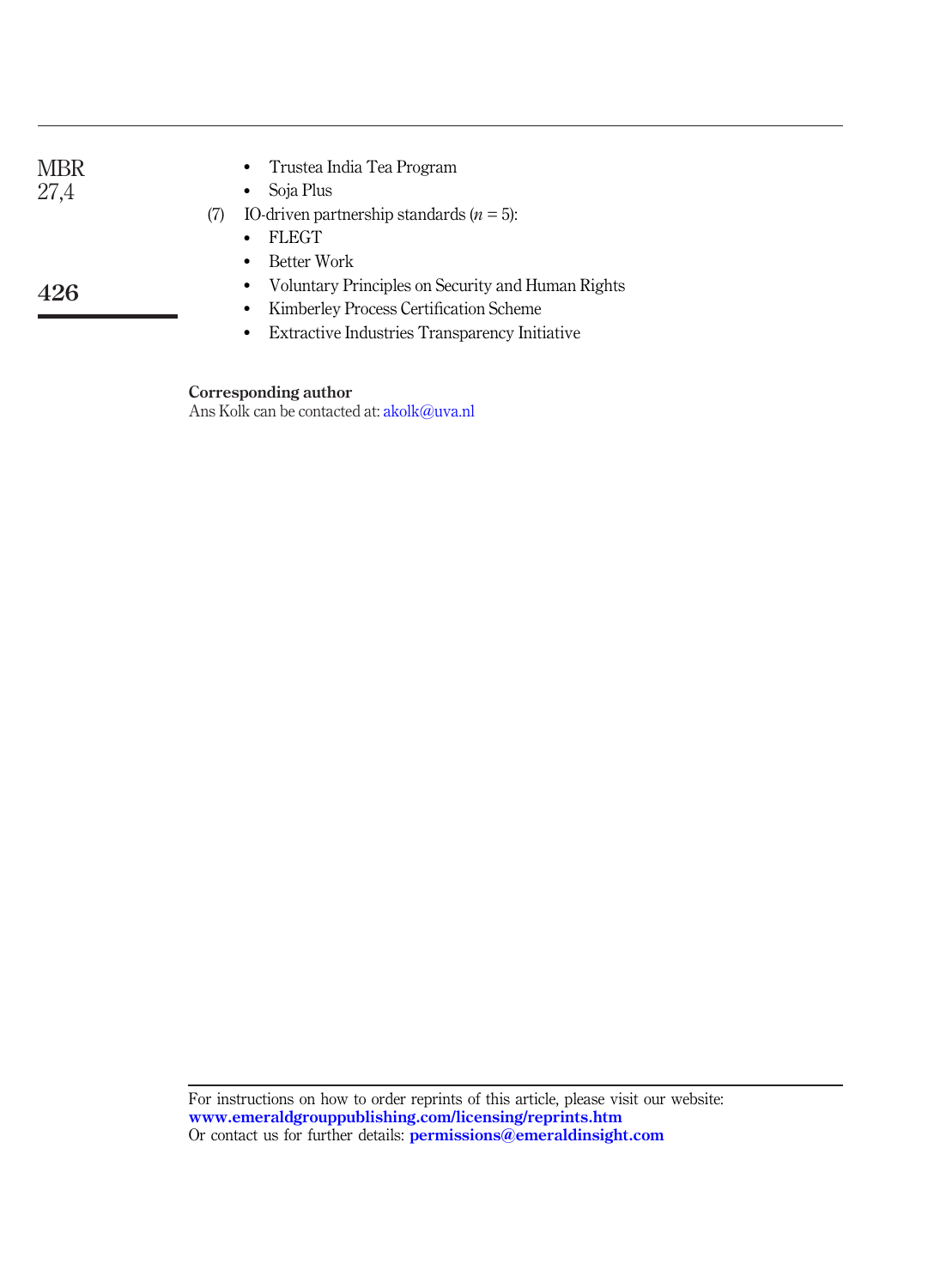- Trustea India Tea Program
- Soja Plus

(7) IO-driven partnership standards ($n = 5$):

- FLEGT
- Better Work
- Voluntary Principles on Security and Human Rights
- Kimberley Process Certification Scheme
- Extractive Industries Transparency Initiative

**Corresponding author**
Ans Kolk can be contacted at: akolk@uva.nl

For instructions on how to order reprints of this article, please visit our website:
**www.emeraldgrouppublishing.com/licensing/reprints.htm**
Or contact us for further details: **permissions@emeraldinsight.com**